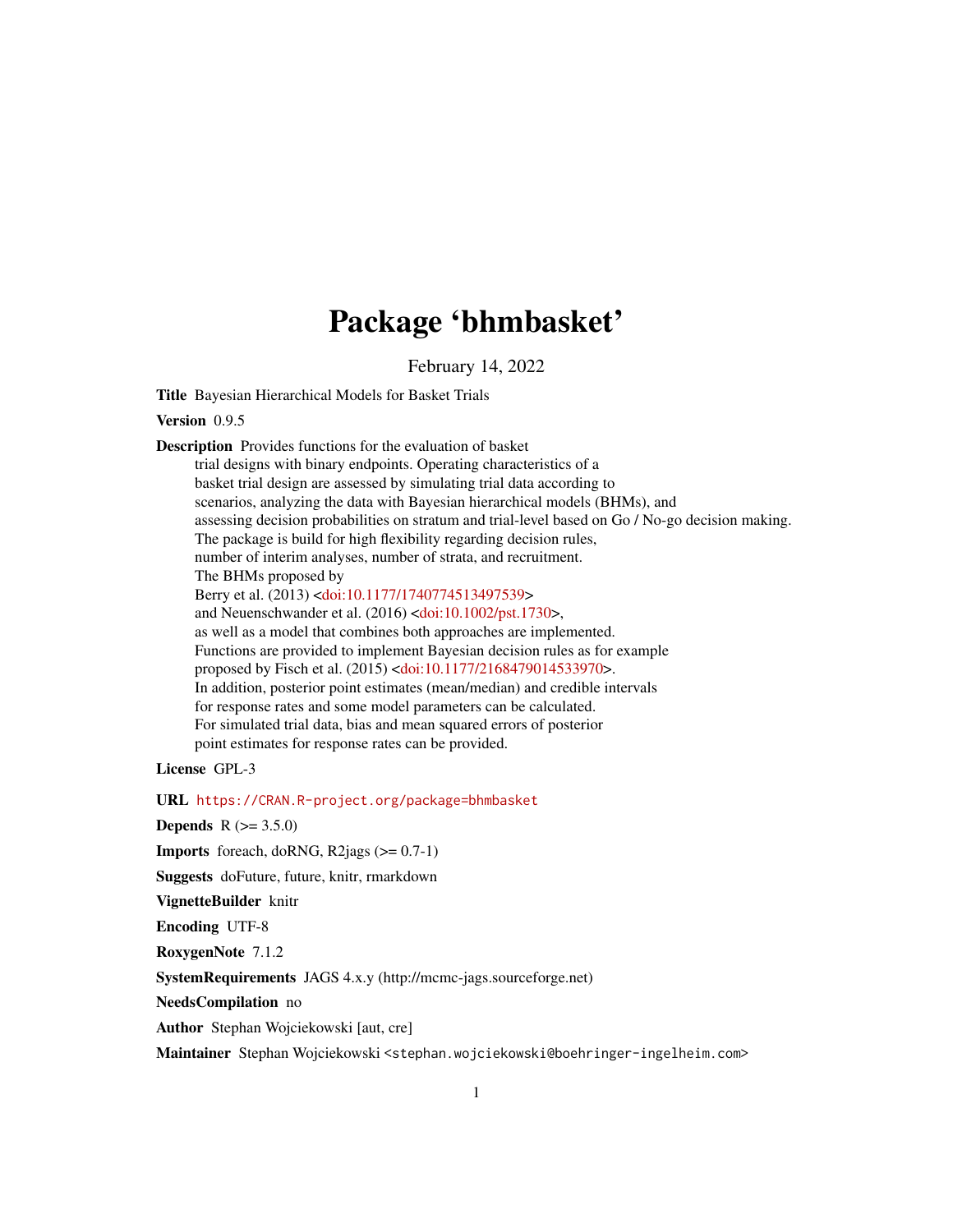# Package 'bhmbasket'

February 14, 2022

**Title** Bayesian Hierarchical Models for Basket Trials

**Version** 0.9.5

**Description** Provides functions for the evaluation of basket trial designs with binary endpoints. Operating characteristics of a basket trial design are assessed by simulating trial data according to scenarios, analyzing the data with Bayesian hierarchical models (BHMs), and assessing decision probabilities on stratum and trial-level based on Go / No-go decision making. The package is build for high flexibility regarding decision rules, number of interim analyses, number of strata, and recruitment. The BHMs proposed by Berry et al. (2013) <doi:10.1177/1740774513497539> and Neuenschwander et al. (2016) <doi:10.1002/pst.1730>, as well as a model that combines both approaches are implemented. Functions are provided to implement Bayesian decision rules as for example proposed by Fisch et al. (2015) <doi:10.1177/2168479014533970>. In addition, posterior point estimates (mean/median) and credible intervals for response rates and some model parameters can be calculated. For simulated trial data, bias and mean squared errors of posterior point estimates for response rates can be provided.

**License** GPL-3

**URL** https://CRAN.R-project.org/package=bhmbasket

**Depends** R (>= 3.5.0)

**Imports** foreach, doRNG, R2jags (>= 0.7-1)

**Suggests** doFuture, future, knitr, rmarkdown

**VignetteBuilder** knitr

**Encoding** UTF-8

**RoxygenNote** 7.1.2

**SystemRequirements** JAGS 4.x.y (http://mcmc-jags.sourceforge.net)

**NeedsCompilation** no

**Author** Stephan Wojciekowski [aut, cre]

**Maintainer** Stephan Wojciekowski <stephan.wojciekowski@boehringer-ingelheim.com>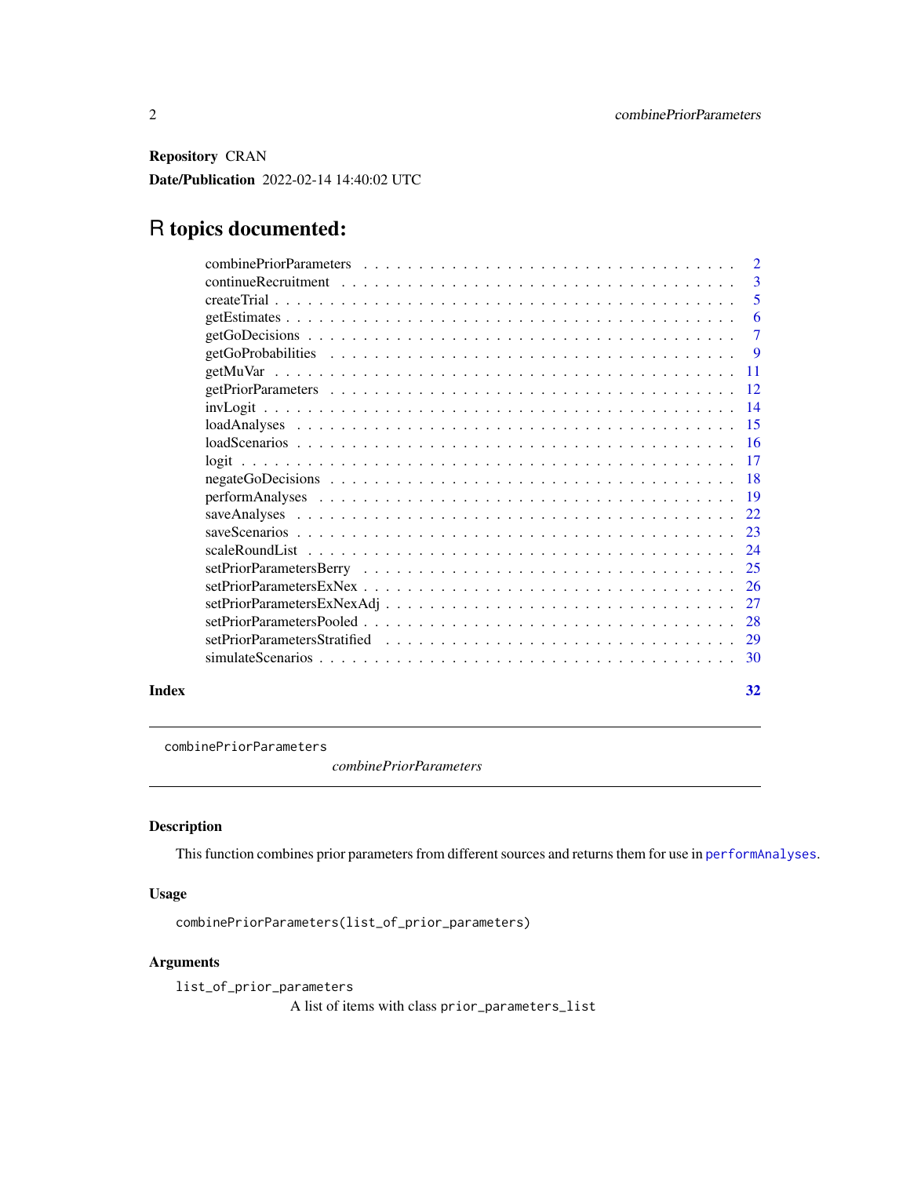**Repository** CRAN

**Date/Publication** 2022-02-14 14:40:02 UTC

# R topics documented:

| | |
|---|---|
| combinePriorParameters | 2 |
| continueRecruitment | 3 |
| createTrial | 5 |
| getEstimates | 6 |
| getGoDecisions | 7 |
| getGoProbabilities | 9 |
| getMuVar | 11 |
| getPriorParameters | 12 |
| invLogit | 14 |
| loadAnalyses | 15 |
| loadScenarios | 16 |
| logit | 17 |
| negateGoDecisions | 18 |
| performAnalyses | 19 |
| saveAnalyses | 22 |
| saveScenarios | 23 |
| scaleRoundList | 24 |
| setPriorParametersBerry | 25 |
| setPriorParametersExNex | 26 |
| setPriorParametersExNexAdj | 27 |
| setPriorParametersPooled | 28 |
| setPriorParametersStratified | 29 |
| simulateScenarios | 30 |
| **Index** | **32** |

---

`combinePriorParameters` *combinePriorParameters*

---

## Description

This function combines prior parameters from different sources and returns them for use in `performAnalyses`.

## Usage

```
combinePriorParameters(list_of_prior_parameters)
```

## Arguments

`list_of_prior_parameters`
A list of items with class `prior_parameters_list`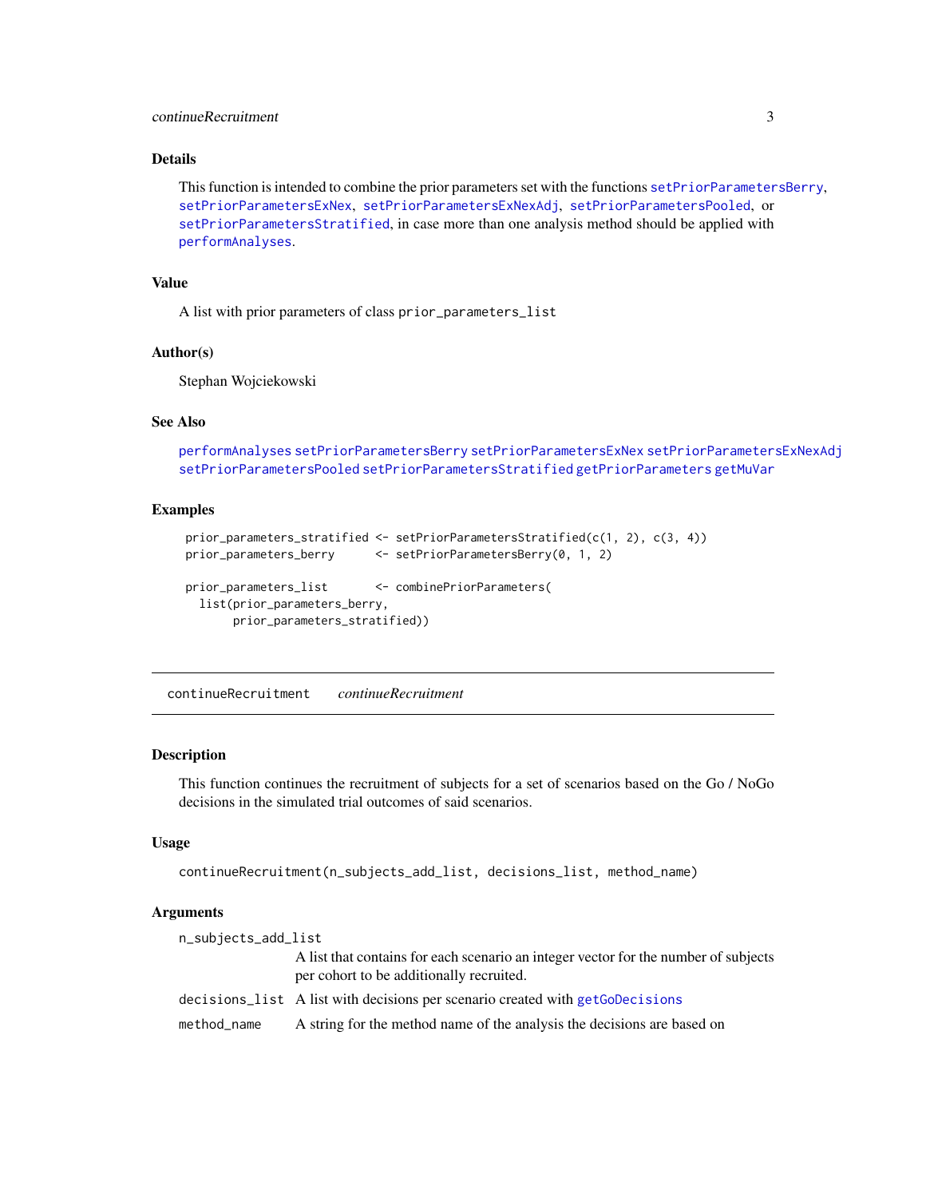## Details

This function is intended to combine the prior parameters set with the functions setPriorParametersBerry, setPriorParametersExNex, setPriorParametersExNexAdj, setPriorParametersPooled, or setPriorParametersStratified, in case more than one analysis method should be applied with performAnalyses.

## Value

A list with prior parameters of class `prior_parameters_list`

## Author(s)

Stephan Wojciekowski

## See Also

performAnalyses setPriorParametersBerry setPriorParametersExNex setPriorParametersExNexAdj setPriorParametersPooled setPriorParametersStratified getPriorParameters getMuVar

## Examples

```
prior_parameters_stratified <- setPriorParametersStratified(c(1, 2), c(3, 4))
prior_parameters_berry      <- setPriorParametersBerry(0, 1, 2)

prior_parameters_list       <- combinePriorParameters(
  list(prior_parameters_berry,
       prior_parameters_stratified))
```

---

# continueRecruitment    *continueRecruitment*

## Description

This function continues the recruitment of subjects for a set of scenarios based on the Go / NoGo decisions in the simulated trial outcomes of said scenarios.

## Usage

```
continueRecruitment(n_subjects_add_list, decisions_list, method_name)
```

## Arguments

| | |
|---|---|
| `n_subjects_add_list` | A list that contains for each scenario an integer vector for the number of subjects per cohort to be additionally recruited. |
| `decisions_list` | A list with decisions per scenario created with getGoDecisions |
| `method_name` | A string for the method name of the analysis the decisions are based on |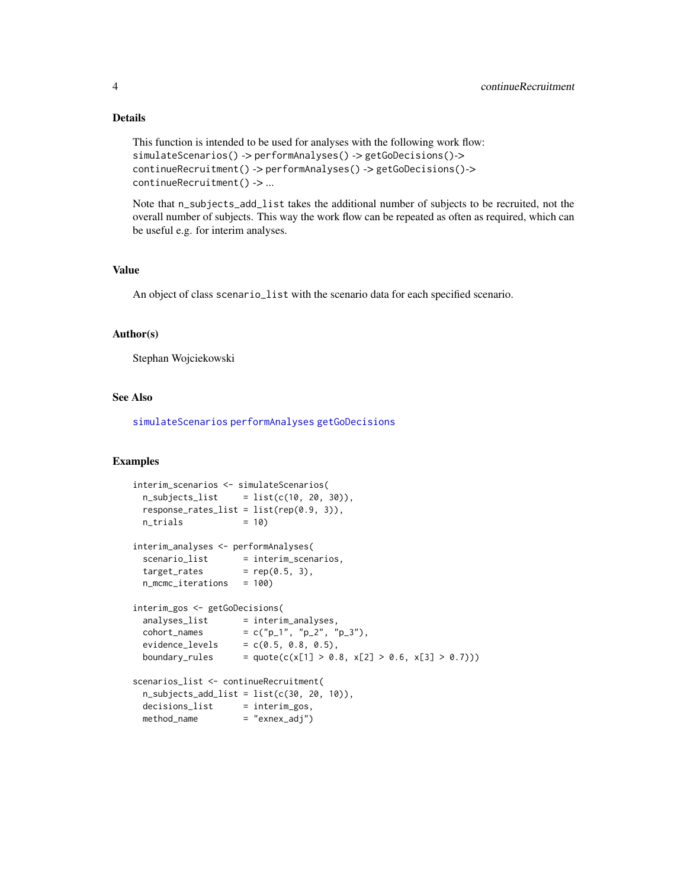## Details

This function is intended to be used for analyses with the following work flow:
`simulateScenarios()` -> `performAnalyses()` -> `getGoDecisions()`->
`continueRecruitment()` -> `performAnalyses()` -> `getGoDecisions()`->
`continueRecruitment()` -> ...

Note that `n_subjects_add_list` takes the additional number of subjects to be recruited, not the overall number of subjects. This way the work flow can be repeated as often as required, which can be useful e.g. for interim analyses.

## Value

An object of class `scenario_list` with the scenario data for each specified scenario.

## Author(s)

Stephan Wojciekowski

## See Also

`simulateScenarios` `performAnalyses` `getGoDecisions`

## Examples

```
interim_scenarios <- simulateScenarios(
  n_subjects_list     = list(c(10, 20, 30)),
  response_rates_list = list(rep(0.9, 3)),
  n_trials            = 10)

interim_analyses <- performAnalyses(
  scenario_list       = interim_scenarios,
  target_rates        = rep(0.5, 3),
  n_mcmc_iterations   = 100)

interim_gos <- getGoDecisions(
  analyses_list       = interim_analyses,
  cohort_names        = c("p_1", "p_2", "p_3"),
  evidence_levels     = c(0.5, 0.8, 0.5),
  boundary_rules      = quote(c(x[1] > 0.8, x[2] > 0.6, x[3] > 0.7)))

scenarios_list <- continueRecruitment(
  n_subjects_add_list = list(c(30, 20, 10)),
  decisions_list      = interim_gos,
  method_name         = "exnex_adj")
```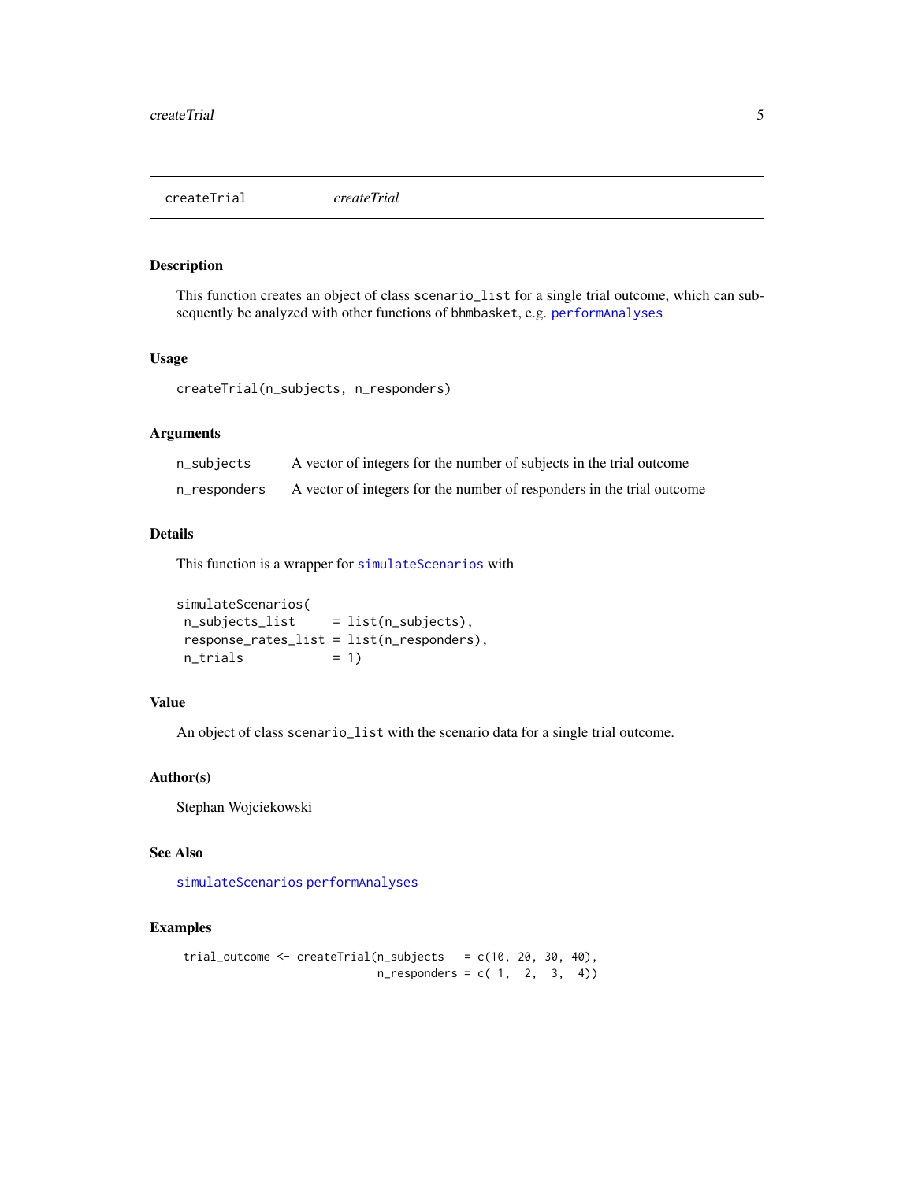## createTrial — *createTrial*

### Description

This function creates an object of class `scenario_list` for a single trial outcome, which can subsequently be analyzed with other functions of `bhmbasket`, e.g. `performAnalyses`

### Usage

```
createTrial(n_subjects, n_responders)
```

### Arguments

| | |
|---|---|
| `n_subjects` | A vector of integers for the number of subjects in the trial outcome |
| `n_responders` | A vector of integers for the number of responders in the trial outcome |

### Details

This function is a wrapper for `simulateScenarios` with

```
simulateScenarios(
 n_subjects_list     = list(n_subjects),
 response_rates_list = list(n_responders),
 n_trials            = 1)
```

### Value

An object of class `scenario_list` with the scenario data for a single trial outcome.

### Author(s)

Stephan Wojciekowski

### See Also

`simulateScenarios` `performAnalyses`

### Examples

```
trial_outcome <- createTrial(n_subjects   = c(10, 20, 30, 40),
                             n_responders = c( 1,  2,  3,  4))
```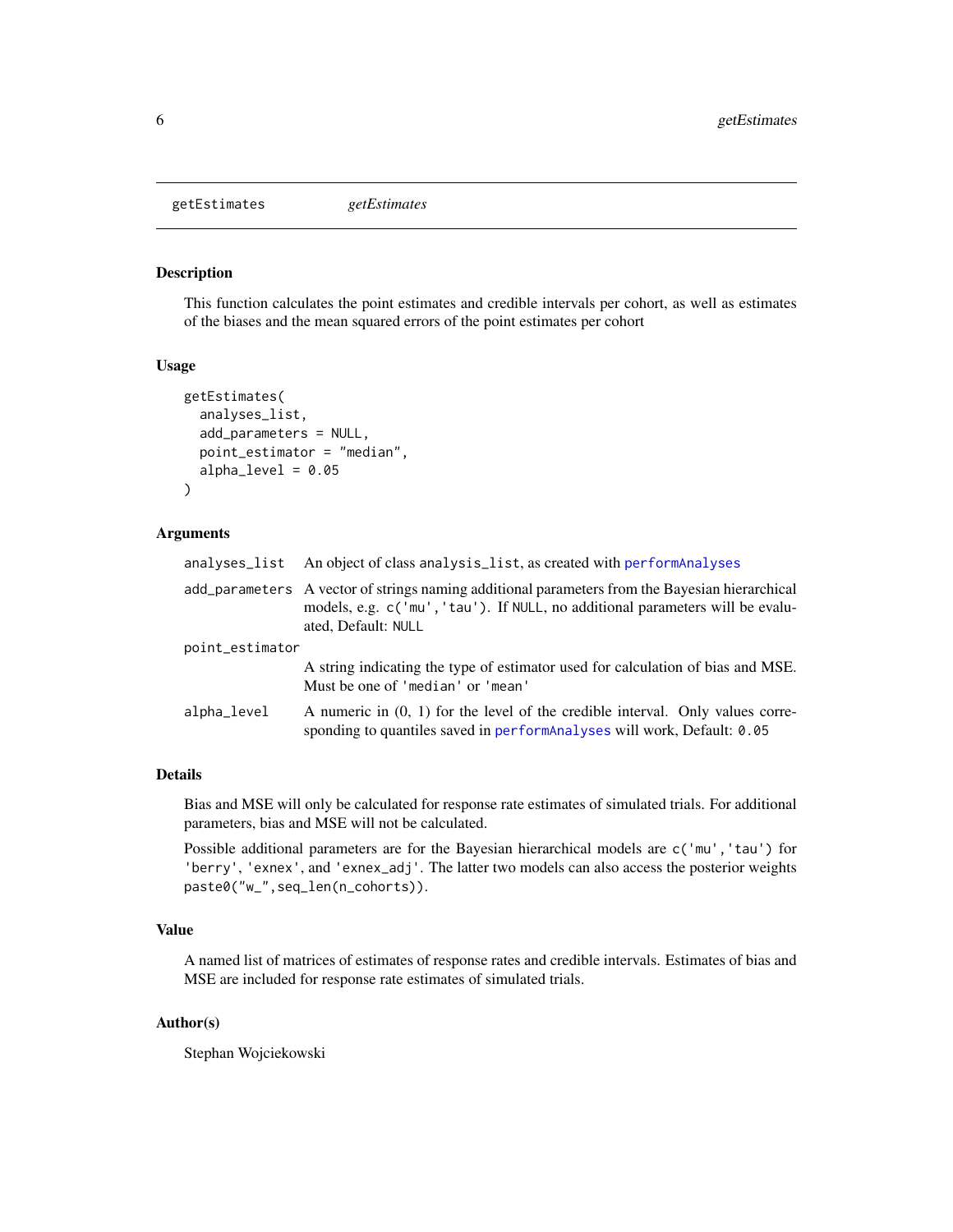# getEstimates — *getEstimates*

## Description

This function calculates the point estimates and credible intervals per cohort, as well as estimates of the biases and the mean squared errors of the point estimates per cohort

## Usage

```
getEstimates(
  analyses_list,
  add_parameters = NULL,
  point_estimator = "median",
  alpha_level = 0.05
)
```

## Arguments

| | |
|---|---|
| `analyses_list` | An object of class `analysis_list`, as created with `performAnalyses` |
| `add_parameters` | A vector of strings naming additional parameters from the Bayesian hierarchical models, e.g. `c('mu','tau')`. If `NULL`, no additional parameters will be evaluated, Default: `NULL` |
| `point_estimator` | A string indicating the type of estimator used for calculation of bias and MSE. Must be one of `'median'` or `'mean'` |
| `alpha_level` | A numeric in (0, 1) for the level of the credible interval. Only values corresponding to quantiles saved in `performAnalyses` will work, Default: `0.05` |

## Details

Bias and MSE will only be calculated for response rate estimates of simulated trials. For additional parameters, bias and MSE will not be calculated.

Possible additional parameters are for the Bayesian hierarchical models are `c('mu','tau')` for `'berry'`, `'exnex'`, and `'exnex_adj'`. The latter two models can also access the posterior weights `paste0("w_",seq_len(n_cohorts))`.

## Value

A named list of matrices of estimates of response rates and credible intervals. Estimates of bias and MSE are included for response rate estimates of simulated trials.

## Author(s)

Stephan Wojciekowski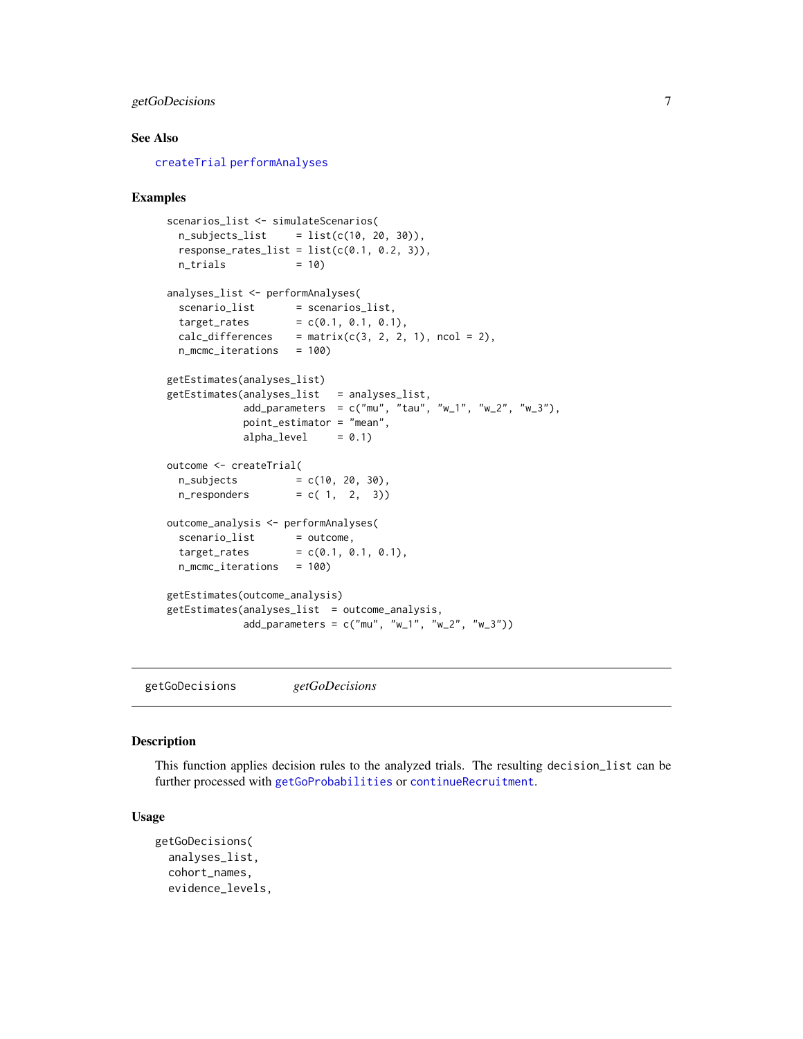## See Also

createTrial performAnalyses

## Examples

```
scenarios_list <- simulateScenarios(
  n_subjects_list     = list(c(10, 20, 30)),
  response_rates_list = list(c(0.1, 0.2, 3)),
  n_trials            = 10)

analyses_list <- performAnalyses(
  scenario_list       = scenarios_list,
  target_rates        = c(0.1, 0.1, 0.1),
  calc_differences    = matrix(c(3, 2, 2, 1), ncol = 2),
  n_mcmc_iterations   = 100)

getEstimates(analyses_list)
getEstimates(analyses_list   = analyses_list,
             add_parameters  = c("mu", "tau", "w_1", "w_2", "w_3"),
             point_estimator = "mean",
             alpha_level     = 0.1)

outcome <- createTrial(
  n_subjects          = c(10, 20, 30),
  n_responders        = c( 1,  2,  3))

outcome_analysis <- performAnalyses(
  scenario_list       = outcome,
  target_rates        = c(0.1, 0.1, 0.1),
  n_mcmc_iterations   = 100)

getEstimates(outcome_analysis)
getEstimates(analyses_list  = outcome_analysis,
             add_parameters = c("mu", "w_1", "w_2", "w_3"))
```

---

# getGoDecisions    *getGoDecisions*

## Description

This function applies decision rules to the analyzed trials. The resulting decision_list can be further processed with getGoProbabilities or continueRecruitment.

## Usage

```
getGoDecisions(
  analyses_list,
  cohort_names,
  evidence_levels,
```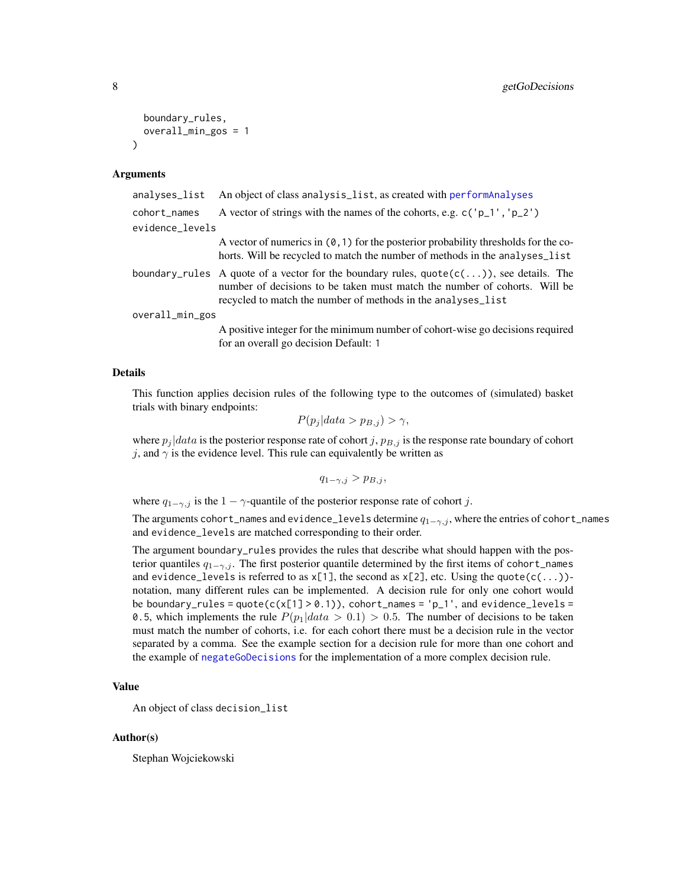```
  boundary_rules,
  overall_min_gos = 1
)
```

## Arguments

- `analyses_list` — An object of class `analysis_list`, as created with `performAnalyses`
- `cohort_names` — A vector of strings with the names of the cohorts, e.g. `c('p_1','p_2')`
- `evidence_levels` — A vector of numerics in `(0,1)` for the posterior probability thresholds for the cohorts. Will be recycled to match the number of methods in the `analyses_list`
- `boundary_rules` — A quote of a vector for the boundary rules, `quote(c(...))`, see details. The number of decisions to be taken must match the number of cohorts. Will be recycled to match the number of methods in the `analyses_list`
- `overall_min_gos` — A positive integer for the minimum number of cohort-wise go decisions required for an overall go decision Default: `1`

## Details

This function applies decision rules of the following type to the outcomes of (simulated) basket trials with binary endpoints:

$$P(p_j|data > p_{B,j}) > \gamma,$$

where $p_j|data$ is the posterior response rate of cohort $j$, $p_{B,j}$ is the response rate boundary of cohort $j$, and $\gamma$ is the evidence level. This rule can equivalently be written as

$$q_{1-\gamma,j} > p_{B,j},$$

where $q_{1-\gamma,j}$ is the $1-\gamma$-quantile of the posterior response rate of cohort $j$.

The arguments `cohort_names` and `evidence_levels` determine $q_{1-\gamma,j}$, where the entries of `cohort_names` and `evidence_levels` are matched corresponding to their order.

The argument `boundary_rules` provides the rules that describe what should happen with the posterior quantiles $q_{1-\gamma,j}$. The first posterior quantile determined by the first items of `cohort_names` and `evidence_levels` is referred to as `x[1]`, the second as `x[2]`, etc. Using the `quote(c(...))`-notation, many different rules can be implemented. A decision rule for only one cohort would be `boundary_rules = quote(c(x[1] > 0.1))`, `cohort_names = 'p_1'`, and `evidence_levels = 0.5`, which implements the rule $P(p_1|data > 0.1) > 0.5$. The number of decisions to be taken must match the number of cohorts, i.e. for each cohort there must be a decision rule in the vector separated by a comma. See the example section for a decision rule for more than one cohort and the example of `negateGoDecisions` for the implementation of a more complex decision rule.

## Value

An object of class `decision_list`

## Author(s)

Stephan Wojciekowski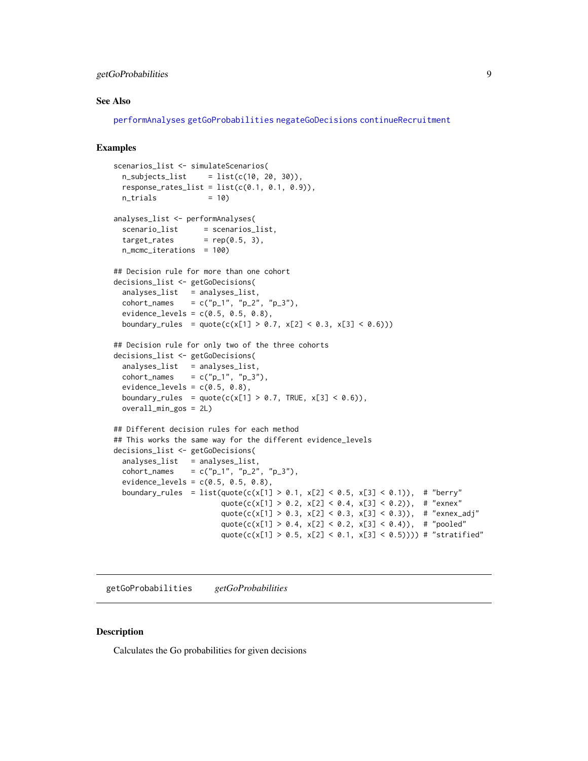## See Also

performAnalyses getGoProbabilities negateGoDecisions continueRecruitment

## Examples

```
scenarios_list <- simulateScenarios(
  n_subjects_list     = list(c(10, 20, 30)),
  response_rates_list = list(c(0.1, 0.1, 0.9)),
  n_trials            = 10)

analyses_list <- performAnalyses(
  scenario_list      = scenarios_list,
  target_rates       = rep(0.5, 3),
  n_mcmc_iterations  = 100)

## Decision rule for more than one cohort
decisions_list <- getGoDecisions(
  analyses_list   = analyses_list,
  cohort_names    = c("p_1", "p_2", "p_3"),
  evidence_levels = c(0.5, 0.5, 0.8),
  boundary_rules  = quote(c(x[1] > 0.7, x[2] < 0.3, x[3] < 0.6)))

## Decision rule for only two of the three cohorts
decisions_list <- getGoDecisions(
  analyses_list   = analyses_list,
  cohort_names    = c("p_1", "p_3"),
  evidence_levels = c(0.5, 0.8),
  boundary_rules  = quote(c(x[1] > 0.7, TRUE, x[3] < 0.6)),
  overall_min_gos = 2L)

## Different decision rules for each method
## This works the same way for the different evidence_levels
decisions_list <- getGoDecisions(
  analyses_list   = analyses_list,
  cohort_names    = c("p_1", "p_2", "p_3"),
  evidence_levels = c(0.5, 0.5, 0.8),
  boundary_rules  = list(quote(c(x[1] > 0.1, x[2] < 0.5, x[3] < 0.1)),  # "berry"
                         quote(c(x[1] > 0.2, x[2] < 0.4, x[3] < 0.2)),  # "exnex"
                         quote(c(x[1] > 0.3, x[2] < 0.3, x[3] < 0.3)),  # "exnex_adj"
                         quote(c(x[1] > 0.4, x[2] < 0.2, x[3] < 0.4)),  # "pooled"
                         quote(c(x[1] > 0.5, x[2] < 0.1, x[3] < 0.5)))) # "stratified"
```

# getGoProbabilities *getGoProbabilities*

## Description

Calculates the Go probabilities for given decisions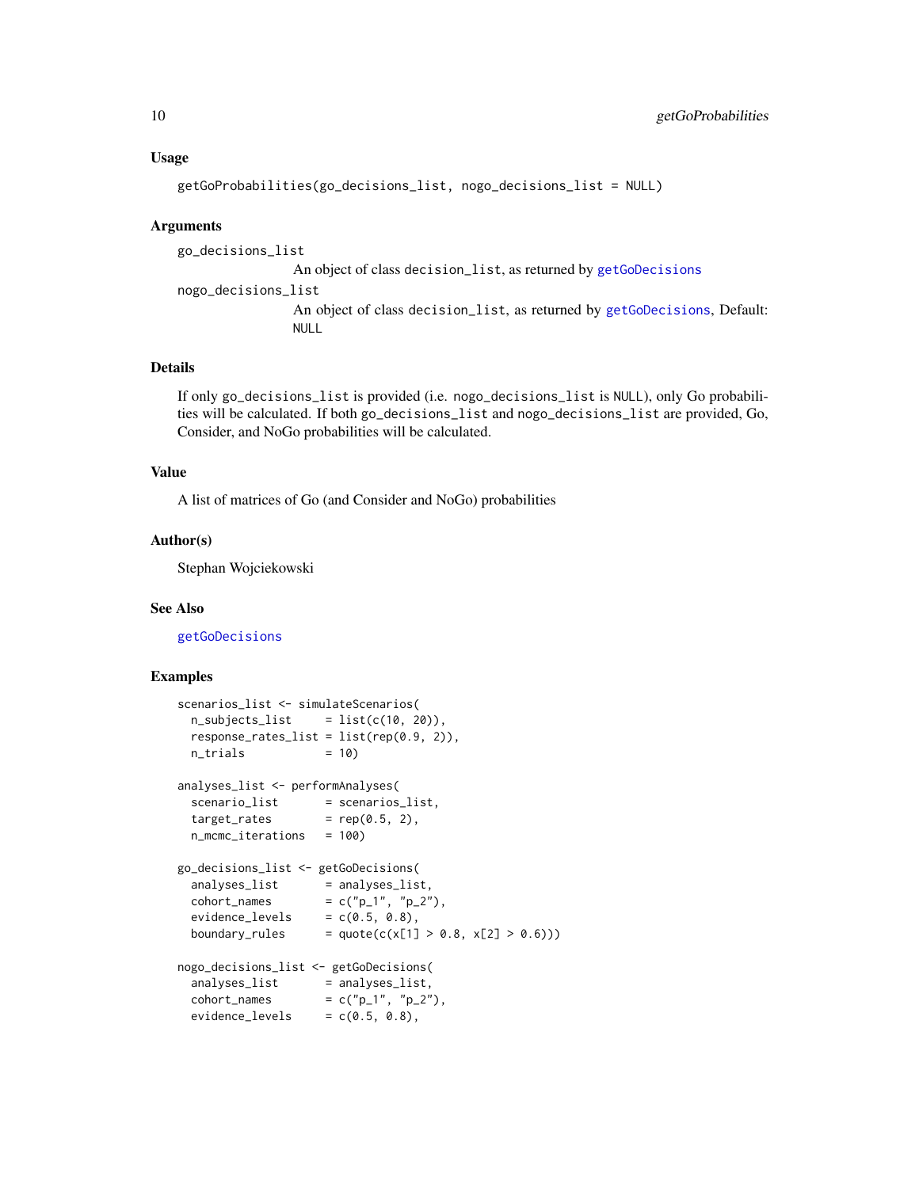### Usage

```
getGoProbabilities(go_decisions_list, nogo_decisions_list = NULL)
```

### Arguments

- `go_decisions_list`
  An object of class `decision_list`, as returned by `getGoDecisions`
- `nogo_decisions_list`
  An object of class `decision_list`, as returned by `getGoDecisions`, Default: `NULL`

### Details

If only `go_decisions_list` is provided (i.e. `nogo_decisions_list` is `NULL`), only Go probabilities will be calculated. If both `go_decisions_list` and `nogo_decisions_list` are provided, Go, Consider, and NoGo probabilities will be calculated.

### Value

A list of matrices of Go (and Consider and NoGo) probabilities

### Author(s)

Stephan Wojciekowski

### See Also

`getGoDecisions`

### Examples

```
scenarios_list <- simulateScenarios(
  n_subjects_list     = list(c(10, 20)),
  response_rates_list = list(rep(0.9, 2)),
  n_trials            = 10)

analyses_list <- performAnalyses(
  scenario_list       = scenarios_list,
  target_rates        = rep(0.5, 2),
  n_mcmc_iterations   = 100)

go_decisions_list <- getGoDecisions(
  analyses_list       = analyses_list,
  cohort_names        = c("p_1", "p_2"),
  evidence_levels     = c(0.5, 0.8),
  boundary_rules      = quote(c(x[1] > 0.8, x[2] > 0.6)))

nogo_decisions_list <- getGoDecisions(
  analyses_list       = analyses_list,
  cohort_names        = c("p_1", "p_2"),
  evidence_levels     = c(0.5, 0.8),
```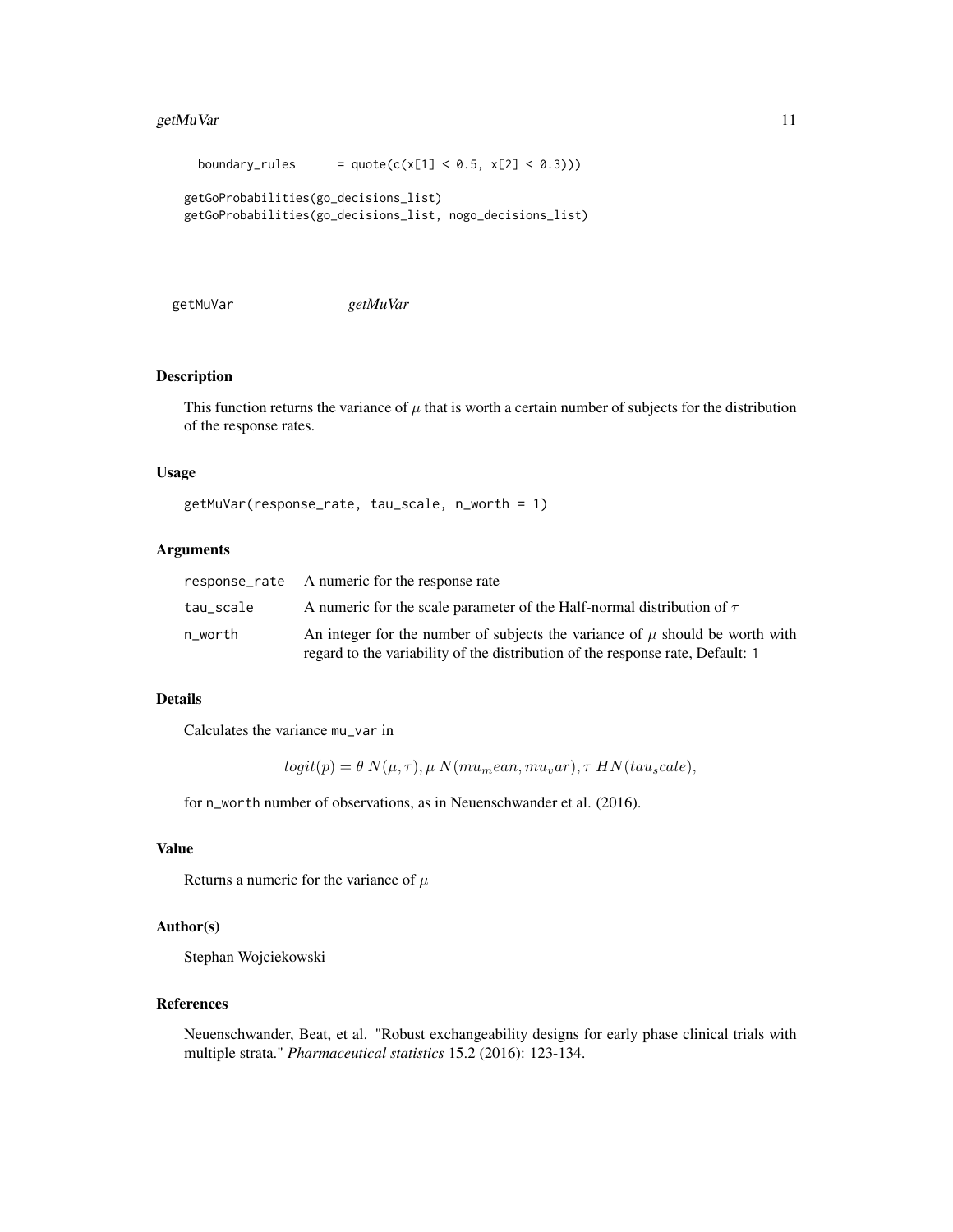```
  boundary_rules      = quote(c(x[1] < 0.5, x[2] < 0.3)))

getGoProbabilities(go_decisions_list)
getGoProbabilities(go_decisions_list, nogo_decisions_list)
```

---

## getMuVar *getMuVar*

---

### Description

This function returns the variance of $\mu$ that is worth a certain number of subjects for the distribution of the response rates.

### Usage

```
getMuVar(response_rate, tau_scale, n_worth = 1)
```

### Arguments

| | |
|---|---|
| response_rate | A numeric for the response rate |
| tau_scale | A numeric for the scale parameter of the Half-normal distribution of $\tau$ |
| n_worth | An integer for the number of subjects the variance of $\mu$ should be worth with regard to the variability of the distribution of the response rate, Default: 1 |

### Details

Calculates the variance mu_var in

$$logit(p) = \theta \ N(\mu, \tau), \mu \ N(mu_mean, mu_var), \tau \ HN(tau_scale),$$

for n_worth number of observations, as in Neuenschwander et al. (2016).

### Value

Returns a numeric for the variance of $\mu$

### Author(s)

Stephan Wojciekowski

### References

Neuenschwander, Beat, et al. "Robust exchangeability designs for early phase clinical trials with multiple strata." *Pharmaceutical statistics* 15.2 (2016): 123-134.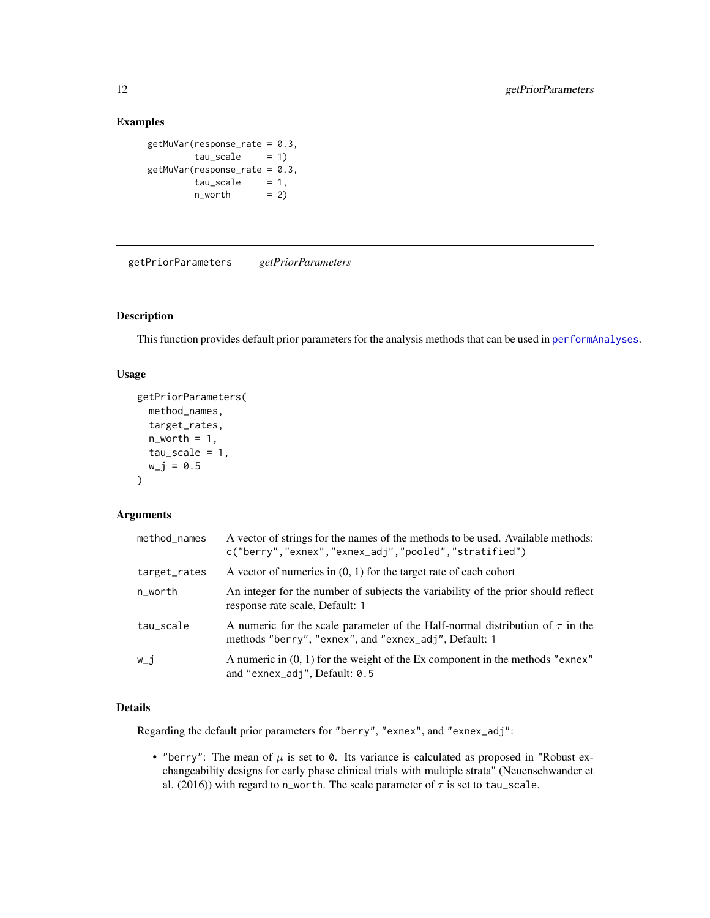### Examples

```
getMuVar(response_rate = 0.3,
         tau_scale     = 1)
getMuVar(response_rate = 0.3,
         tau_scale     = 1,
         n_worth       = 2)
```

---

## getPriorParameters *getPriorParameters*

---

### Description

This function provides default prior parameters for the analysis methods that can be used in `performAnalyses`.

### Usage

```
getPriorParameters(
  method_names,
  target_rates,
  n_worth = 1,
  tau_scale = 1,
  w_j = 0.5
)
```

### Arguments

| | |
|---|---|
| `method_names` | A vector of strings for the names of the methods to be used. Available methods: `c("berry","exnex","exnex_adj","pooled","stratified")` |
| `target_rates` | A vector of numerics in (0, 1) for the target rate of each cohort |
| `n_worth` | An integer for the number of subjects the variability of the prior should reflect response rate scale, Default: `1` |
| `tau_scale` | A numeric for the scale parameter of the Half-normal distribution of $\tau$ in the methods `"berry"`, `"exnex"`, and `"exnex_adj"`, Default: `1` |
| `w_j` | A numeric in (0, 1) for the weight of the Ex component in the methods `"exnex"` and `"exnex_adj"`, Default: `0.5` |

### Details

Regarding the default prior parameters for `"berry"`, `"exnex"`, and `"exnex_adj"`:

- `"berry"`: The mean of $\mu$ is set to `0`. Its variance is calculated as proposed in "Robust exchangeability designs for early phase clinical trials with multiple strata" (Neuenschwander et al. (2016)) with regard to `n_worth`. The scale parameter of $\tau$ is set to `tau_scale`.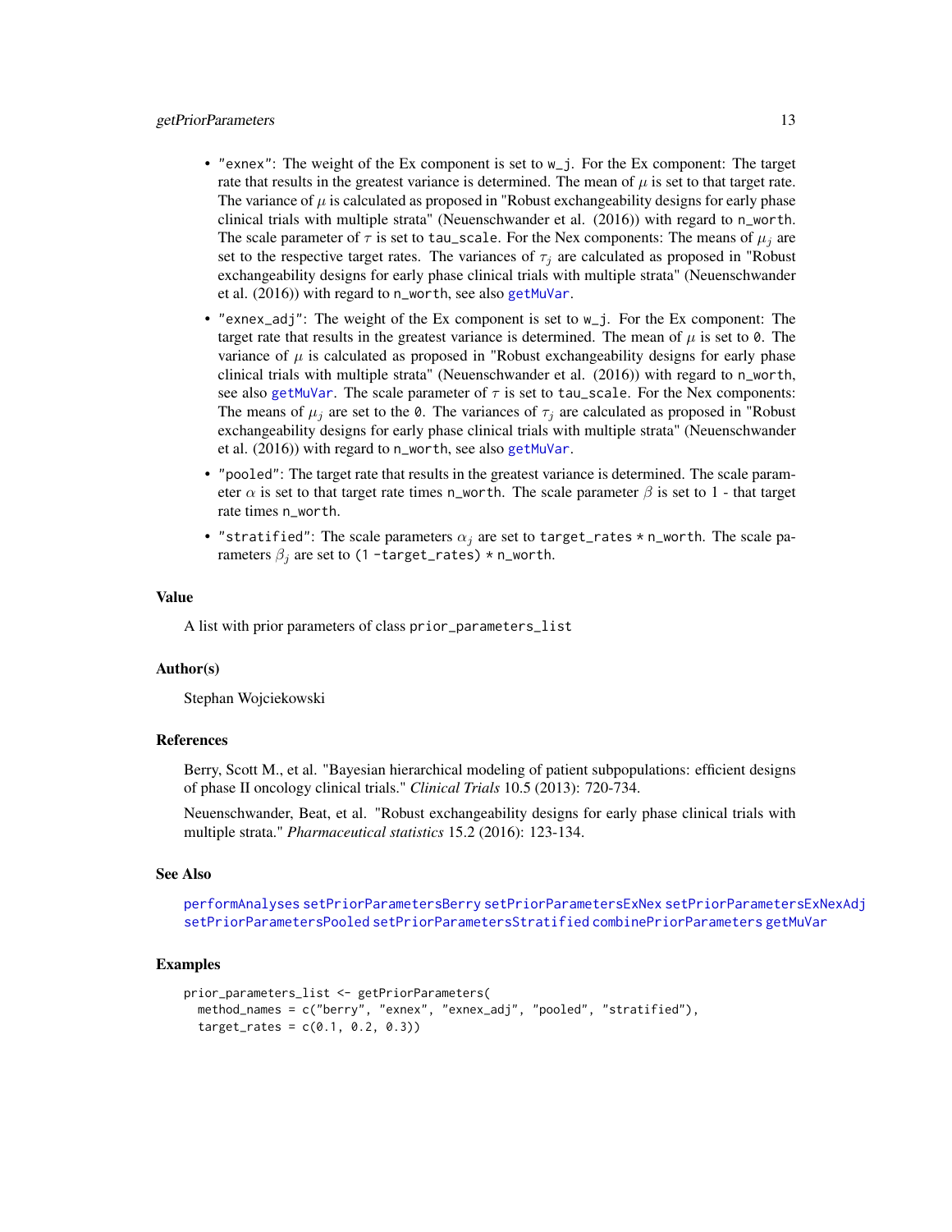- `"exnex"`: The weight of the Ex component is set to `w_j`. For the Ex component: The target rate that results in the greatest variance is determined. The mean of $\mu$ is set to that target rate. The variance of $\mu$ is calculated as proposed in "Robust exchangeability designs for early phase clinical trials with multiple strata" (Neuenschwander et al. (2016)) with regard to `n_worth`. The scale parameter of $\tau$ is set to `tau_scale`. For the Nex components: The means of $\mu_j$ are set to the respective target rates. The variances of $\tau_j$ are calculated as proposed in "Robust exchangeability designs for early phase clinical trials with multiple strata" (Neuenschwander et al. (2016)) with regard to `n_worth`, see also `getMuVar`.
- `"exnex_adj"`: The weight of the Ex component is set to `w_j`. For the Ex component: The target rate that results in the greatest variance is determined. The mean of $\mu$ is set to `0`. The variance of $\mu$ is calculated as proposed in "Robust exchangeability designs for early phase clinical trials with multiple strata" (Neuenschwander et al. (2016)) with regard to `n_worth`, see also `getMuVar`. The scale parameter of $\tau$ is set to `tau_scale`. For the Nex components: The means of $\mu_j$ are set to the `0`. The variances of $\tau_j$ are calculated as proposed in "Robust exchangeability designs for early phase clinical trials with multiple strata" (Neuenschwander et al. (2016)) with regard to `n_worth`, see also `getMuVar`.
- `"pooled"`: The target rate that results in the greatest variance is determined. The scale parameter $\alpha$ is set to that target rate times `n_worth`. The scale parameter $\beta$ is set to 1 - that target rate times `n_worth`.
- `"stratified"`: The scale parameters $\alpha_j$ are set to `target_rates * n_worth`. The scale parameters $\beta_j$ are set to `(1 -target_rates) * n_worth`.

## Value

A list with prior parameters of class `prior_parameters_list`

## Author(s)

Stephan Wojciekowski

## References

Berry, Scott M., et al. "Bayesian hierarchical modeling of patient subpopulations: efficient designs of phase II oncology clinical trials." *Clinical Trials* 10.5 (2013): 720-734.

Neuenschwander, Beat, et al. "Robust exchangeability designs for early phase clinical trials with multiple strata." *Pharmaceutical statistics* 15.2 (2016): 123-134.

## See Also

`performAnalyses` `setPriorParametersBerry` `setPriorParametersExNex` `setPriorParametersExNexAdj` `setPriorParametersPooled` `setPriorParametersStratified` `combinePriorParameters` `getMuVar`

## Examples

```
prior_parameters_list <- getPriorParameters(
  method_names = c("berry", "exnex", "exnex_adj", "pooled", "stratified"),
  target_rates = c(0.1, 0.2, 0.3))
```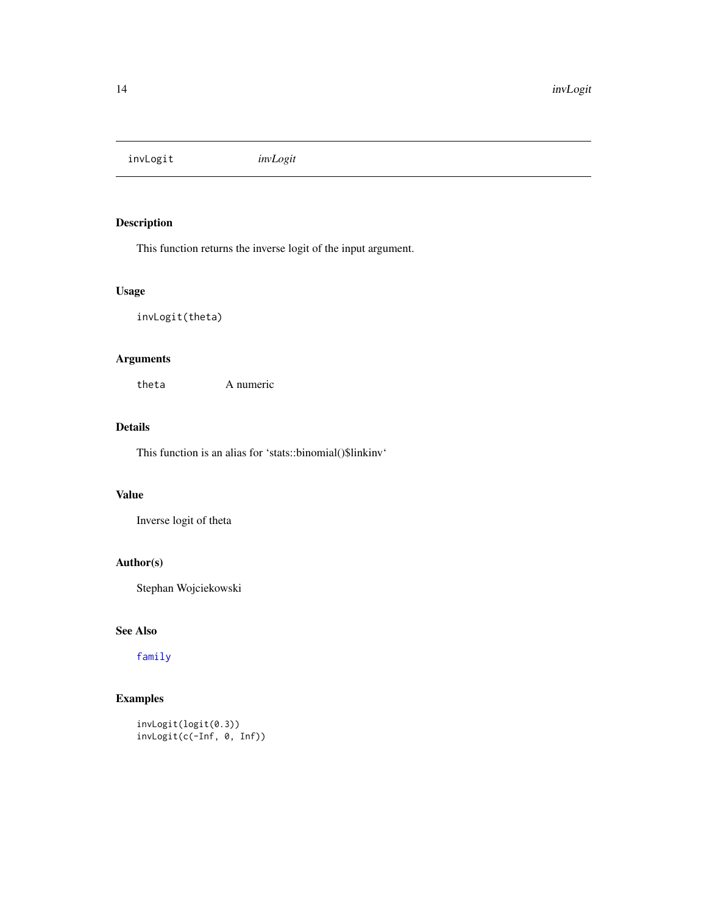invLogit *invLogit*

## Description

This function returns the inverse logit of the input argument.

## Usage

```
invLogit(theta)
```

## Arguments

| | |
|---|---|
| theta | A numeric |

## Details

This function is an alias for 'stats::binomial()$linkinv'

## Value

Inverse logit of theta

## Author(s)

Stephan Wojciekowski

## See Also

family

## Examples

```
invLogit(logit(0.3))
invLogit(c(-Inf, 0, Inf))
```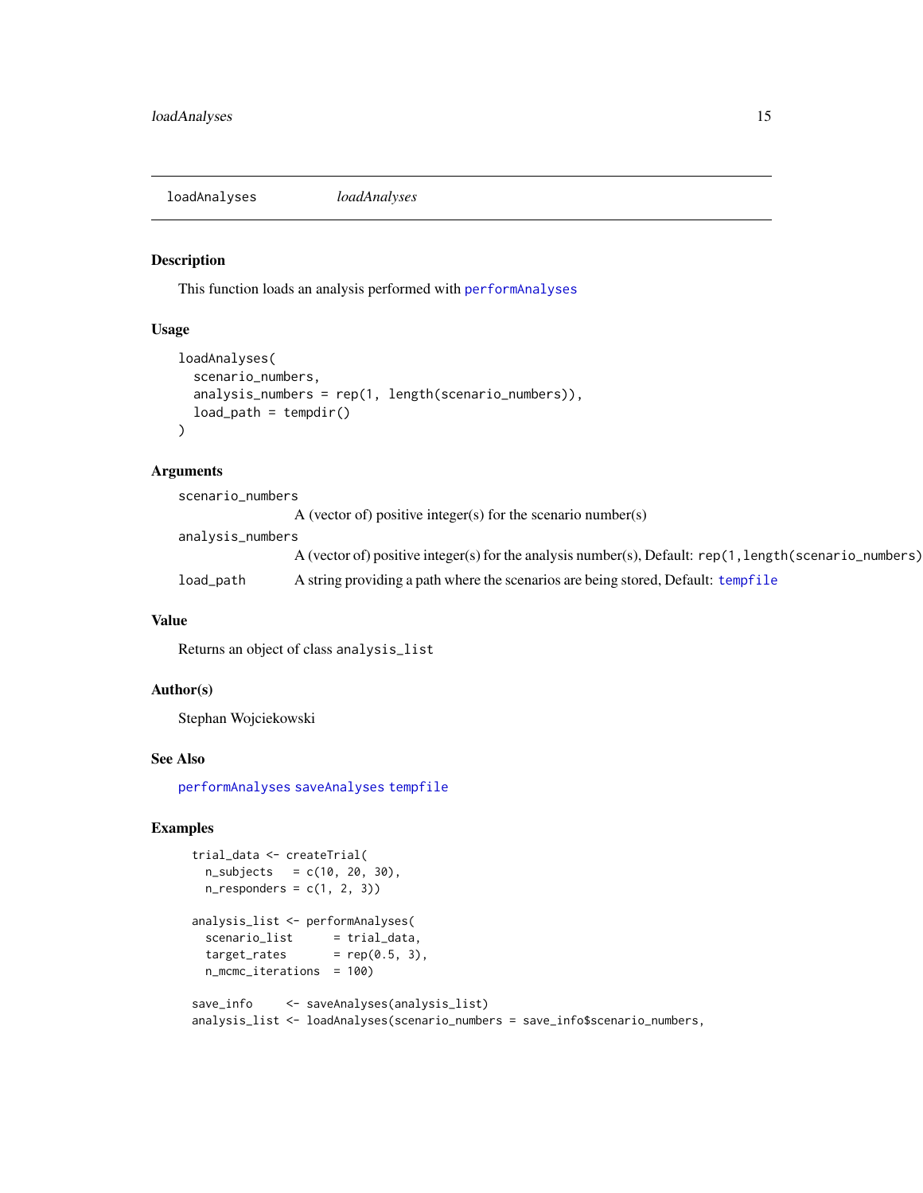## loadAnalyses *loadAnalyses*

### Description

This function loads an analysis performed with performAnalyses

### Usage

```
loadAnalyses(
  scenario_numbers,
  analysis_numbers = rep(1, length(scenario_numbers)),
  load_path = tempdir()
)
```

### Arguments

- `scenario_numbers` A (vector of) positive integer(s) for the scenario number(s)
- `analysis_numbers` A (vector of) positive integer(s) for the analysis number(s), Default: `rep(1,length(scenario_numbers)`
- `load_path` A string providing a path where the scenarios are being stored, Default: tempfile

### Value

Returns an object of class `analysis_list`

### Author(s)

Stephan Wojciekowski

### See Also

performAnalyses saveAnalyses tempfile

### Examples

```
trial_data <- createTrial(
  n_subjects   = c(10, 20, 30),
  n_responders = c(1, 2, 3))

analysis_list <- performAnalyses(
  scenario_list      = trial_data,
  target_rates       = rep(0.5, 3),
  n_mcmc_iterations  = 100)

save_info     <- saveAnalyses(analysis_list)
analysis_list <- loadAnalyses(scenario_numbers = save_info$scenario_numbers,
```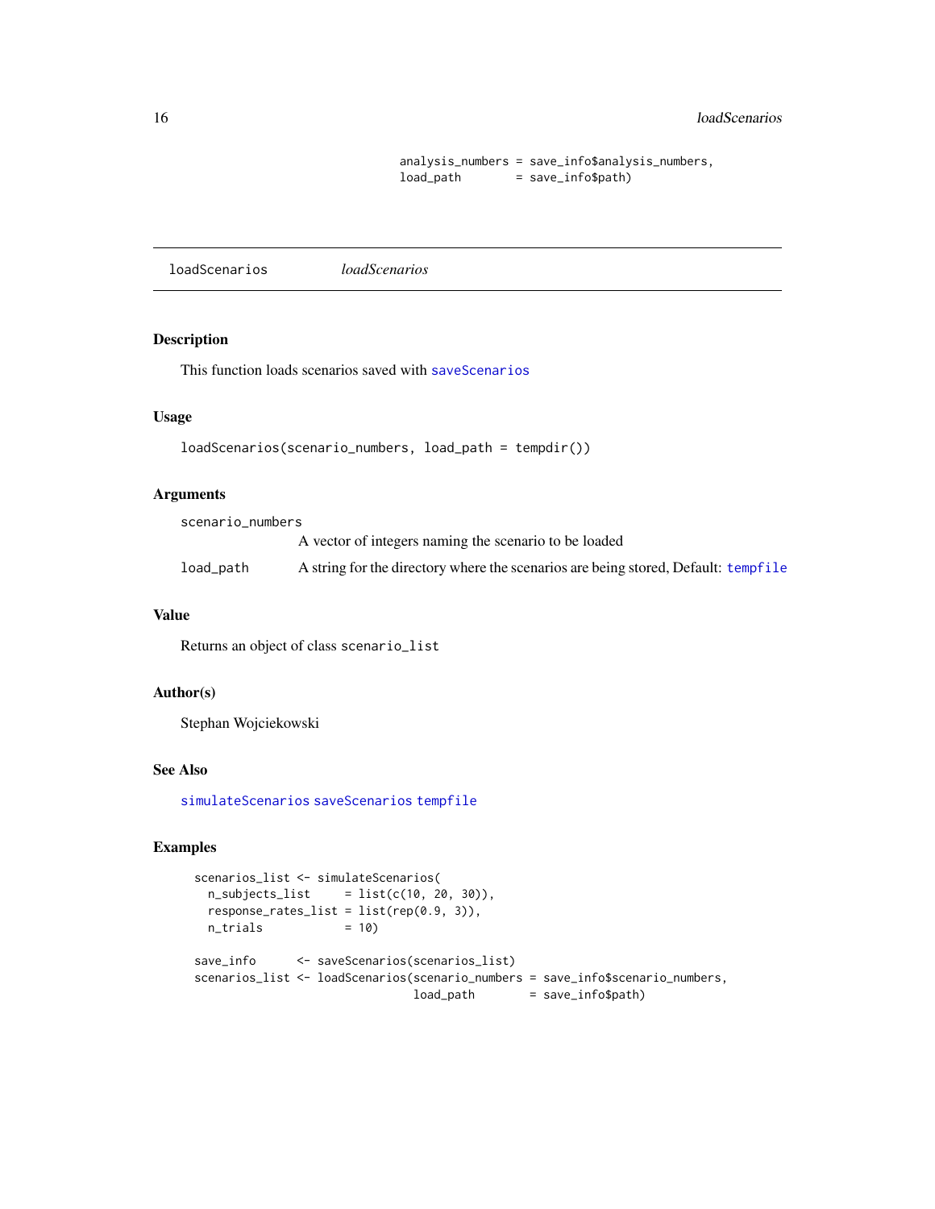```
                        analysis_numbers = save_info$analysis_numbers,
                        load_path        = save_info$path)
```

## loadScenarios *loadScenarios*

### Description

This function loads scenarios saved with `saveScenarios`

### Usage

```
loadScenarios(scenario_numbers, load_path = tempdir())
```

### Arguments

`scenario_numbers`
: A vector of integers naming the scenario to be loaded

`load_path`
: A string for the directory where the scenarios are being stored, Default: `tempfile`

### Value

Returns an object of class `scenario_list`

### Author(s)

Stephan Wojciekowski

### See Also

`simulateScenarios` `saveScenarios` `tempfile`

### Examples

```
  scenarios_list <- simulateScenarios(
    n_subjects_list     = list(c(10, 20, 30)),
    response_rates_list = list(rep(0.9, 3)),
    n_trials            = 10)

  save_info      <- saveScenarios(scenarios_list)
  scenarios_list <- loadScenarios(scenario_numbers = save_info$scenario_numbers,
                                  load_path        = save_info$path)
```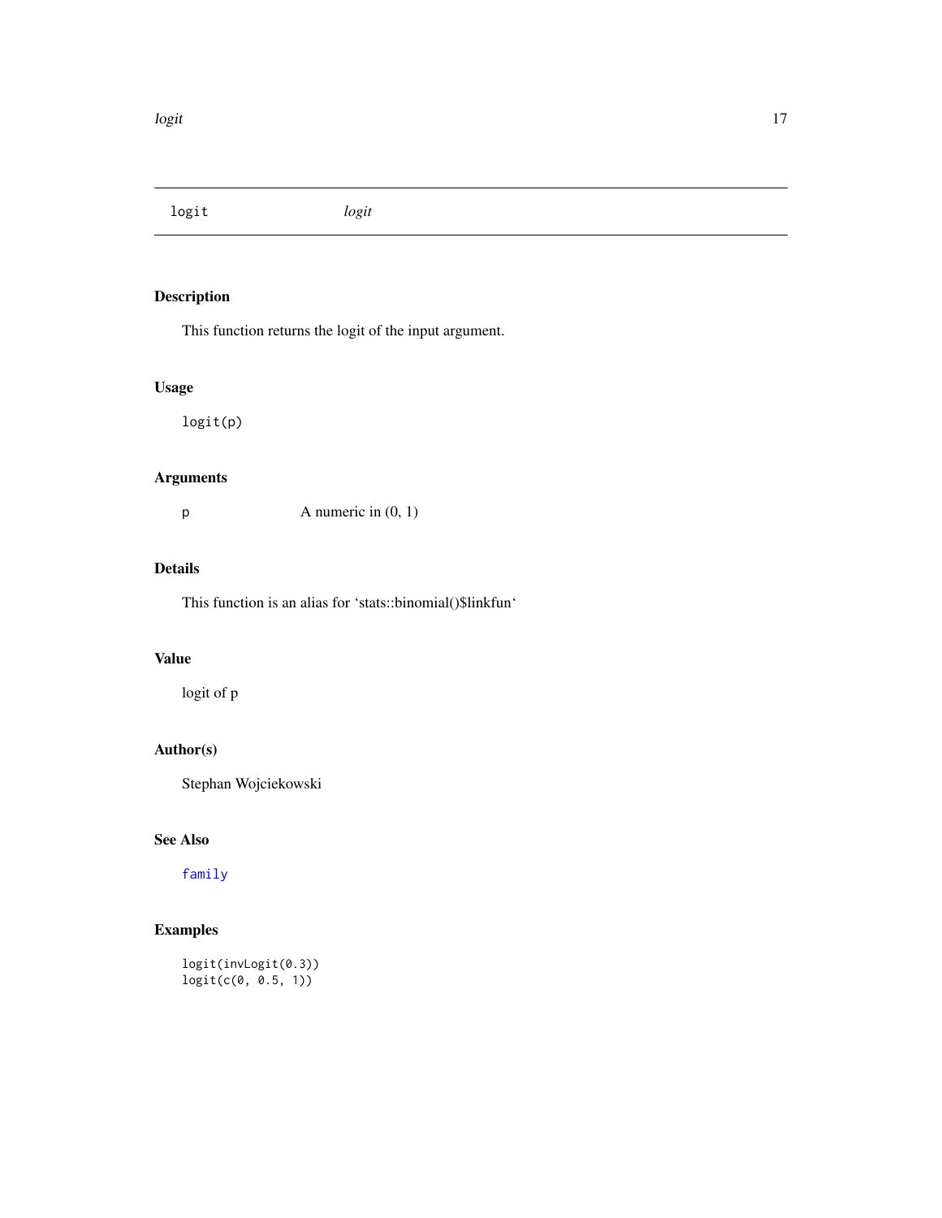# logit *logit*

## Description

This function returns the logit of the input argument.

## Usage

```
logit(p)
```

## Arguments

| | |
|---|---|
| p | A numeric in (0, 1) |

## Details

This function is an alias for 'stats::binomial()$linkfun'

## Value

logit of p

## Author(s)

Stephan Wojciekowski

## See Also

family

## Examples

```
logit(invLogit(0.3))
logit(c(0, 0.5, 1))
```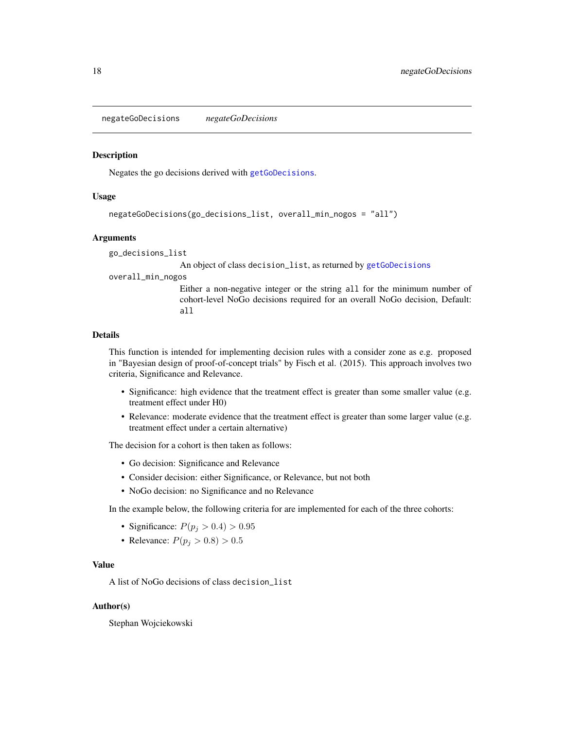## negateGoDecisions *negateGoDecisions*

### Description

Negates the go decisions derived with `getGoDecisions`.

### Usage

```
negateGoDecisions(go_decisions_list, overall_min_nogos = "all")
```

### Arguments

`go_decisions_list`
: An object of class `decision_list`, as returned by `getGoDecisions`

`overall_min_nogos`
: Either a non-negative integer or the string `all` for the minimum number of cohort-level NoGo decisions required for an overall NoGo decision, Default: `all`

### Details

This function is intended for implementing decision rules with a consider zone as e.g. proposed in "Bayesian design of proof-of-concept trials" by Fisch et al. (2015). This approach involves two criteria, Significance and Relevance.

- Significance: high evidence that the treatment effect is greater than some smaller value (e.g. treatment effect under H0)
- Relevance: moderate evidence that the treatment effect is greater than some larger value (e.g. treatment effect under a certain alternative)

The decision for a cohort is then taken as follows:

- Go decision: Significance and Relevance
- Consider decision: either Significance, or Relevance, but not both
- NoGo decision: no Significance and no Relevance

In the example below, the following criteria for are implemented for each of the three cohorts:

- Significance: $P(p_j > 0.4) > 0.95$
- Relevance: $P(p_j > 0.8) > 0.5$

### Value

A list of NoGo decisions of class `decision_list`

### Author(s)

Stephan Wojciekowski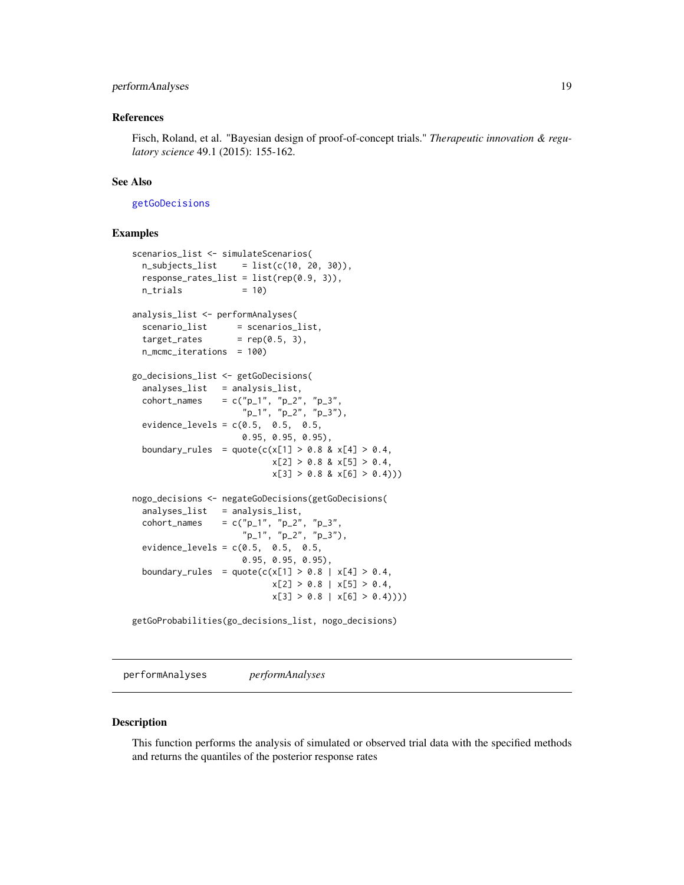### References

Fisch, Roland, et al. "Bayesian design of proof-of-concept trials." *Therapeutic innovation & regulatory science* 49.1 (2015): 155-162.

### See Also

getGoDecisions

### Examples

```
scenarios_list <- simulateScenarios(
  n_subjects_list     = list(c(10, 20, 30)),
  response_rates_list = list(rep(0.9, 3)),
  n_trials            = 10)

analysis_list <- performAnalyses(
  scenario_list      = scenarios_list,
  target_rates       = rep(0.5, 3),
  n_mcmc_iterations  = 100)

go_decisions_list <- getGoDecisions(
  analyses_list   = analysis_list,
  cohort_names    = c("p_1", "p_2", "p_3",
                      "p_1", "p_2", "p_3"),
  evidence_levels = c(0.5,  0.5,  0.5,
                      0.95, 0.95, 0.95),
  boundary_rules  = quote(c(x[1] > 0.8 & x[4] > 0.4,
                            x[2] > 0.8 & x[5] > 0.4,
                            x[3] > 0.8 & x[6] > 0.4)))

nogo_decisions <- negateGoDecisions(getGoDecisions(
  analyses_list   = analysis_list,
  cohort_names    = c("p_1", "p_2", "p_3",
                      "p_1", "p_2", "p_3"),
  evidence_levels = c(0.5,  0.5,  0.5,
                      0.95, 0.95, 0.95),
  boundary_rules  = quote(c(x[1] > 0.8 | x[4] > 0.4,
                            x[2] > 0.8 | x[5] > 0.4,
                            x[3] > 0.8 | x[6] > 0.4))))

getGoProbabilities(go_decisions_list, nogo_decisions)
```

---

## performAnalyses *performAnalyses*

### Description

This function performs the analysis of simulated or observed trial data with the specified methods and returns the quantiles of the posterior response rates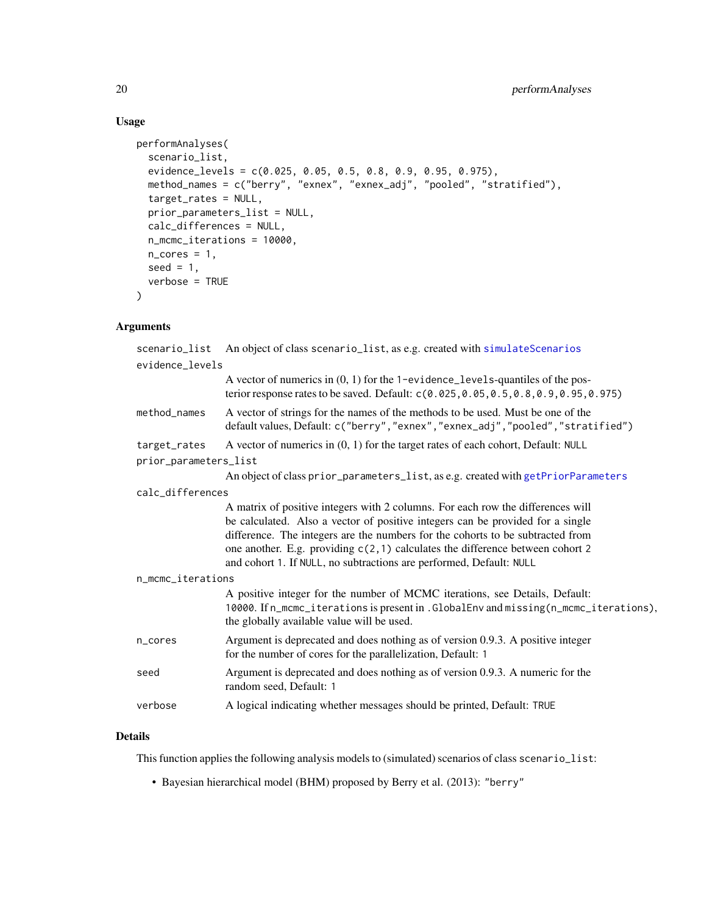## Usage

```
performAnalyses(
  scenario_list,
  evidence_levels = c(0.025, 0.05, 0.5, 0.8, 0.9, 0.95, 0.975),
  method_names = c("berry", "exnex", "exnex_adj", "pooled", "stratified"),
  target_rates = NULL,
  prior_parameters_list = NULL,
  calc_differences = NULL,
  n_mcmc_iterations = 10000,
  n_cores = 1,
  seed = 1,
  verbose = TRUE
)
```

## Arguments

- `scenario_list` — An object of class `scenario_list`, as e.g. created with `simulateScenarios`
- `evidence_levels` — A vector of numerics in (0, 1) for the `1-evidence_levels`-quantiles of the posterior response rates to be saved. Default: `c(0.025,0.05,0.5,0.8,0.9,0.95,0.975)`
- `method_names` — A vector of strings for the names of the methods to be used. Must be one of the default values, Default: `c("berry","exnex","exnex_adj","pooled","stratified")`
- `target_rates` — A vector of numerics in (0, 1) for the target rates of each cohort, Default: `NULL`
- `prior_parameters_list` — An object of class `prior_parameters_list`, as e.g. created with `getPriorParameters`
- `calc_differences` — A matrix of positive integers with 2 columns. For each row the differences will be calculated. Also a vector of positive integers can be provided for a single difference. The integers are the numbers for the cohorts to be subtracted from one another. E.g. providing `c(2,1)` calculates the difference between cohort `2` and cohort `1`. If `NULL`, no subtractions are performed, Default: `NULL`
- `n_mcmc_iterations` — A positive integer for the number of MCMC iterations, see Details, Default: `10000`. If `n_mcmc_iterations` is present in `.GlobalEnv` and `missing(n_mcmc_iterations)`, the globally available value will be used.
- `n_cores` — Argument is deprecated and does nothing as of version 0.9.3. A positive integer for the number of cores for the parallelization, Default: `1`
- `seed` — Argument is deprecated and does nothing as of version 0.9.3. A numeric for the random seed, Default: `1`
- `verbose` — A logical indicating whether messages should be printed, Default: `TRUE`

## Details

This function applies the following analysis models to (simulated) scenarios of class `scenario_list`:

- Bayesian hierarchical model (BHM) proposed by Berry et al. (2013): `"berry"`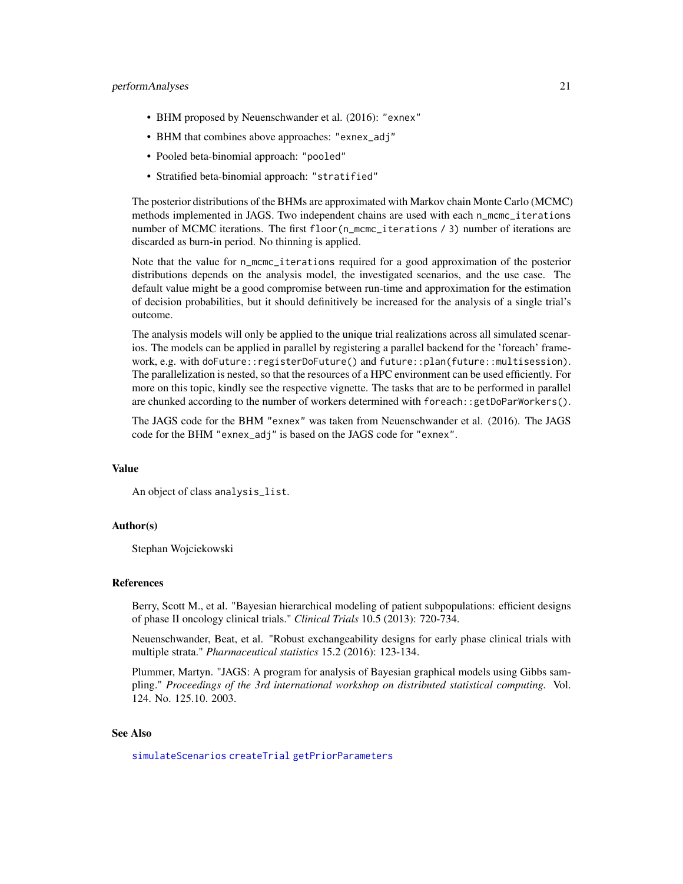- BHM proposed by Neuenschwander et al. (2016): `"exnex"`
- BHM that combines above approaches: `"exnex_adj"`
- Pooled beta-binomial approach: `"pooled"`
- Stratified beta-binomial approach: `"stratified"`

The posterior distributions of the BHMs are approximated with Markov chain Monte Carlo (MCMC) methods implemented in JAGS. Two independent chains are used with each `n_mcmc_iterations` number of MCMC iterations. The first `floor(n_mcmc_iterations / 3)` number of iterations are discarded as burn-in period. No thinning is applied.

Note that the value for `n_mcmc_iterations` required for a good approximation of the posterior distributions depends on the analysis model, the investigated scenarios, and the use case. The default value might be a good compromise between run-time and approximation for the estimation of decision probabilities, but it should definitively be increased for the analysis of a single trial's outcome.

The analysis models will only be applied to the unique trial realizations across all simulated scenarios. The models can be applied in parallel by registering a parallel backend for the 'foreach' framework, e.g. with `doFuture::registerDoFuture()` and `future::plan(future::multisession)`. The parallelization is nested, so that the resources of a HPC environment can be used efficiently. For more on this topic, kindly see the respective vignette. The tasks that are to be performed in parallel are chunked according to the number of workers determined with `foreach::getDoParWorkers()`.

The JAGS code for the BHM `"exnex"` was taken from Neuenschwander et al. (2016). The JAGS code for the BHM `"exnex_adj"` is based on the JAGS code for `"exnex"`.

### Value

An object of class `analysis_list`.

### Author(s)

Stephan Wojciekowski

### References

Berry, Scott M., et al. "Bayesian hierarchical modeling of patient subpopulations: efficient designs of phase II oncology clinical trials." *Clinical Trials* 10.5 (2013): 720-734.

Neuenschwander, Beat, et al. "Robust exchangeability designs for early phase clinical trials with multiple strata." *Pharmaceutical statistics* 15.2 (2016): 123-134.

Plummer, Martyn. "JAGS: A program for analysis of Bayesian graphical models using Gibbs sampling." *Proceedings of the 3rd international workshop on distributed statistical computing.* Vol. 124. No. 125.10. 2003.

### See Also

`simulateScenarios` `createTrial` `getPriorParameters`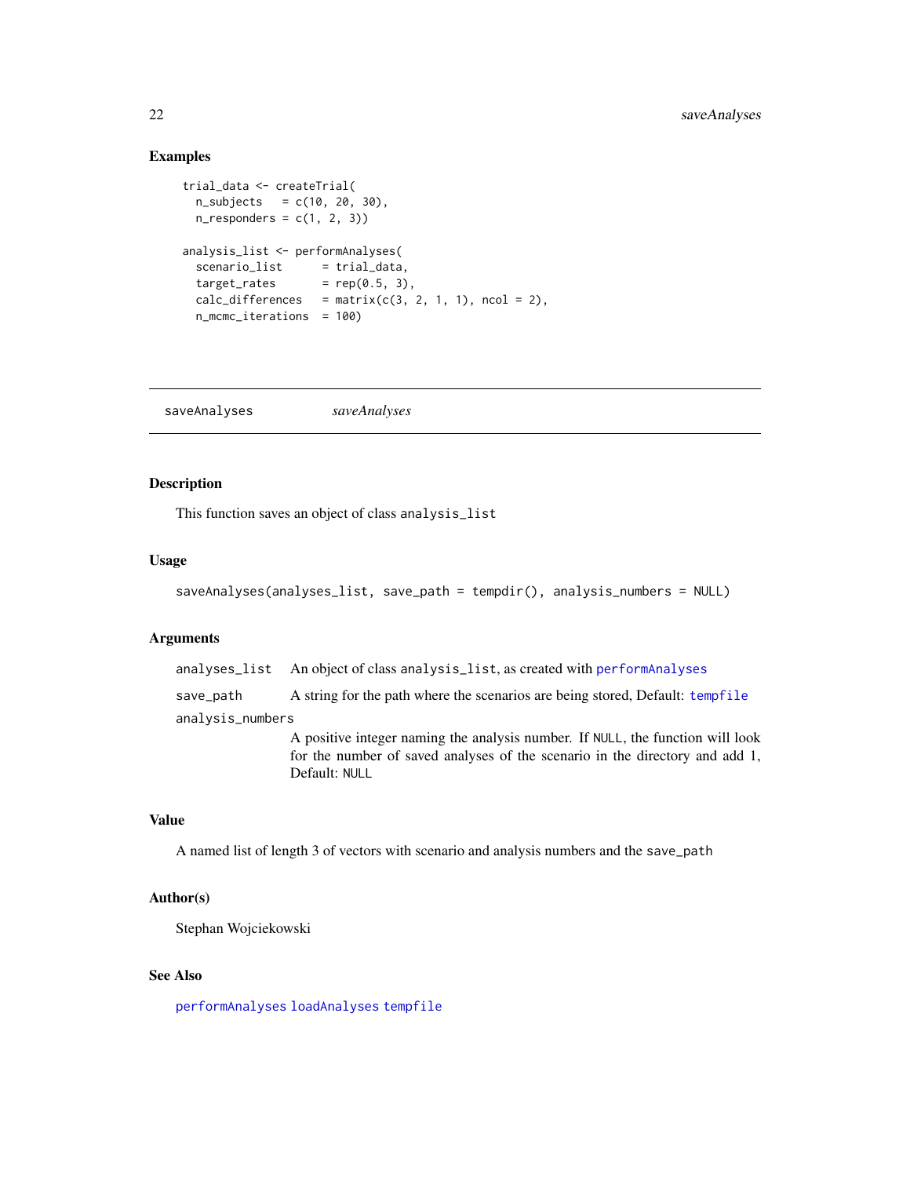## Examples

```
trial_data <- createTrial(
  n_subjects   = c(10, 20, 30),
  n_responders = c(1, 2, 3))

analysis_list <- performAnalyses(
  scenario_list      = trial_data,
  target_rates       = rep(0.5, 3),
  calc_differences   = matrix(c(3, 2, 1, 1), ncol = 2),
  n_mcmc_iterations  = 100)
```

---

# saveAnalyses — *saveAnalyses*

---

## Description

This function saves an object of class `analysis_list`

## Usage

```
saveAnalyses(analyses_list, save_path = tempdir(), analysis_numbers = NULL)
```

## Arguments

| | |
|---|---|
| `analyses_list` | An object of class `analysis_list`, as created with `performAnalyses` |
| `save_path` | A string for the path where the scenarios are being stored, Default: `tempfile` |
| `analysis_numbers` | A positive integer naming the analysis number. If `NULL`, the function will look for the number of saved analyses of the scenario in the directory and add 1, Default: `NULL` |

## Value

A named list of length 3 of vectors with scenario and analysis numbers and the `save_path`

## Author(s)

Stephan Wojciekowski

## See Also

`performAnalyses` `loadAnalyses` `tempfile`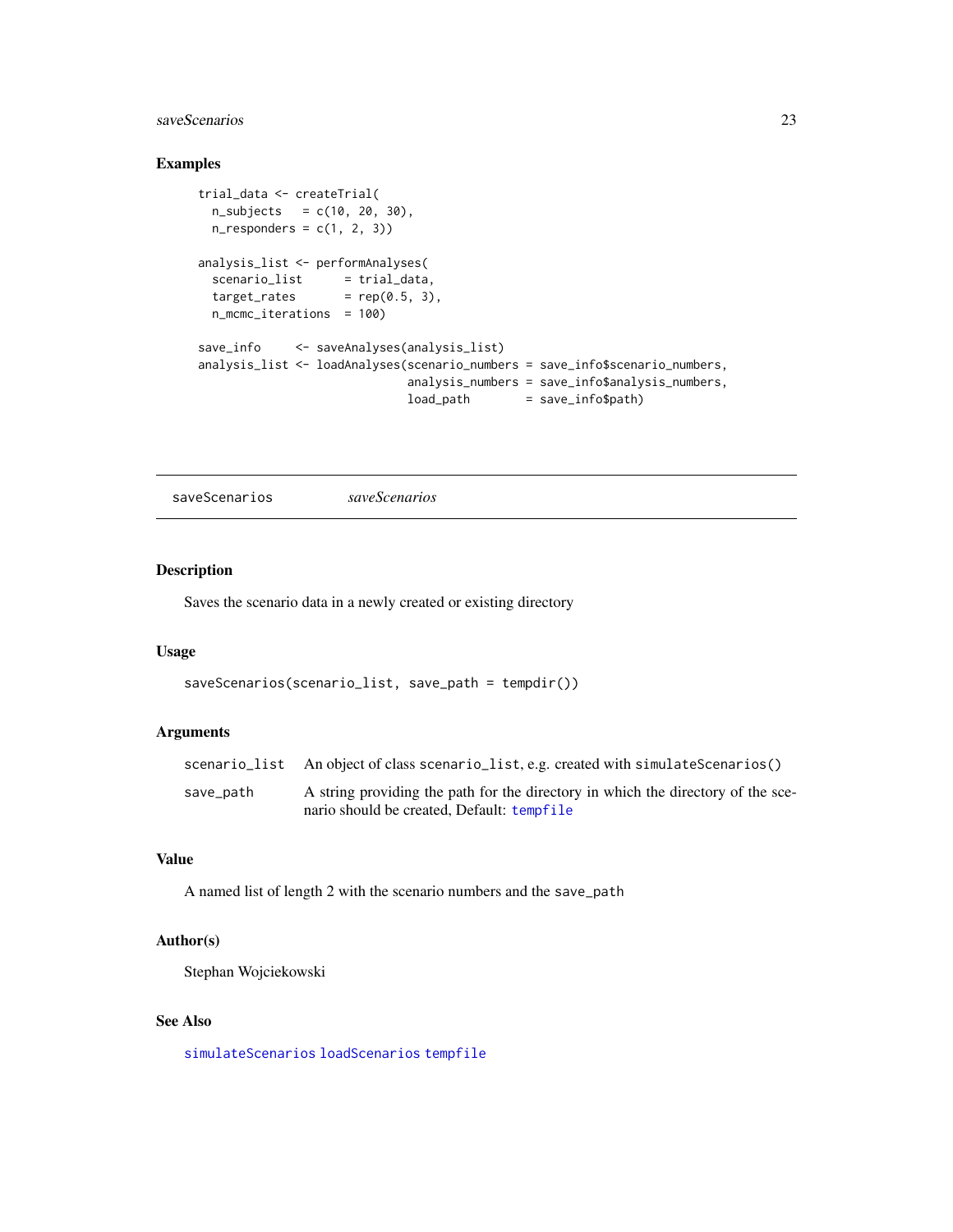## Examples

```
trial_data <- createTrial(
  n_subjects   = c(10, 20, 30),
  n_responders = c(1, 2, 3))

analysis_list <- performAnalyses(
  scenario_list      = trial_data,
  target_rates       = rep(0.5, 3),
  n_mcmc_iterations  = 100)

save_info     <- saveAnalyses(analysis_list)
analysis_list <- loadAnalyses(scenario_numbers = save_info$scenario_numbers,
                              analysis_numbers = save_info$analysis_numbers,
                              load_path        = save_info$path)
```

---

# saveScenarios *saveScenarios*

---

## Description

Saves the scenario data in a newly created or existing directory

## Usage

```
saveScenarios(scenario_list, save_path = tempdir())
```

## Arguments

| | |
|---|---|
| scenario_list | An object of class scenario_list, e.g. created with simulateScenarios() |
| save_path | A string providing the path for the directory in which the directory of the scenario should be created, Default: tempfile |

## Value

A named list of length 2 with the scenario numbers and the save_path

## Author(s)

Stephan Wojciekowski

## See Also

simulateScenarios loadScenarios tempfile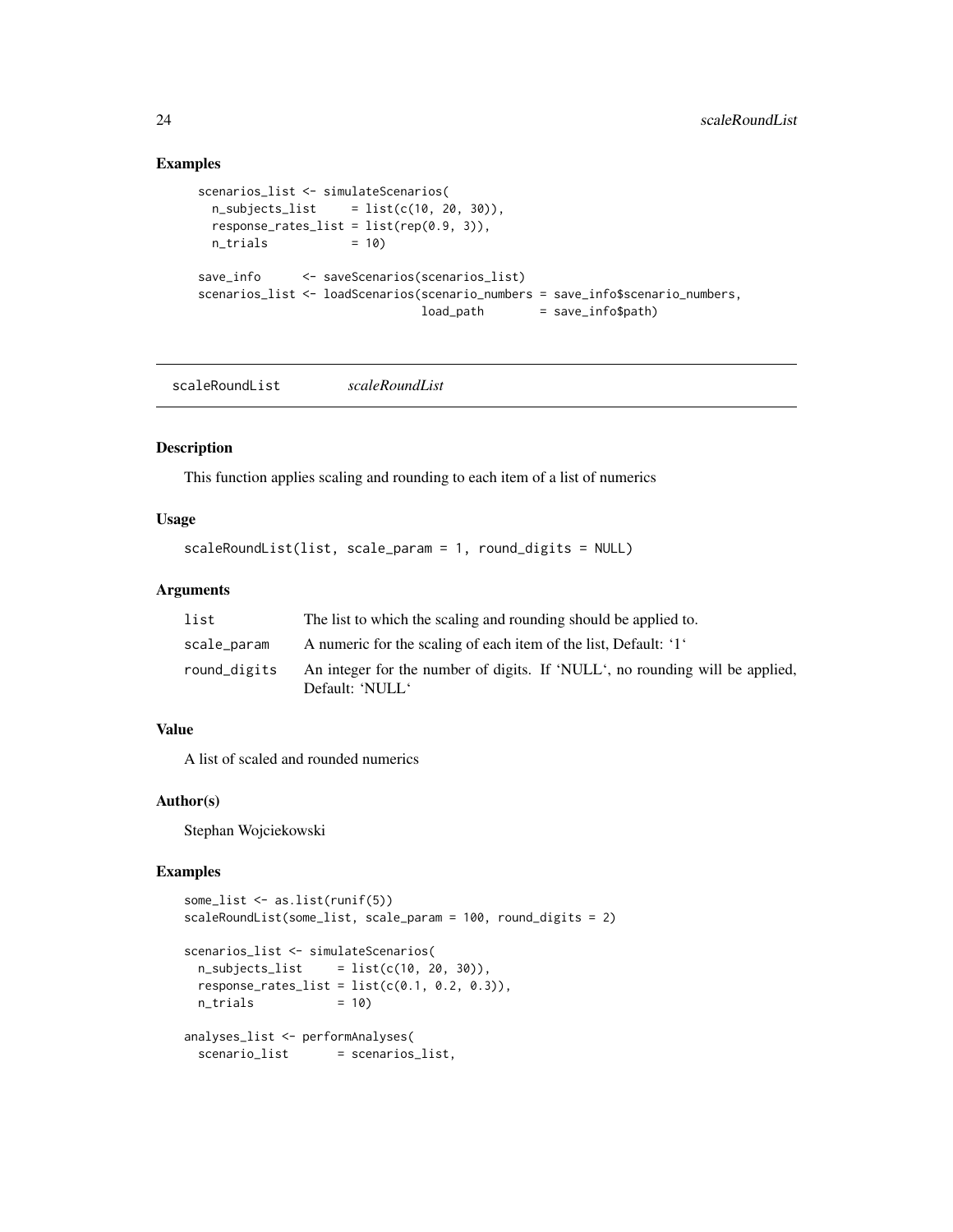## Examples

```
scenarios_list <- simulateScenarios(
  n_subjects_list     = list(c(10, 20, 30)),
  response_rates_list = list(rep(0.9, 3)),
  n_trials            = 10)

save_info      <- saveScenarios(scenarios_list)
scenarios_list <- loadScenarios(scenario_numbers = save_info$scenario_numbers,
                                load_path        = save_info$path)
```

---

# scaleRoundList    *scaleRoundList*

---

## Description

This function applies scaling and rounding to each item of a list of numerics

## Usage

```
scaleRoundList(list, scale_param = 1, round_digits = NULL)
```

## Arguments

| | |
|---|---|
| list | The list to which the scaling and rounding should be applied to. |
| scale_param | A numeric for the scaling of each item of the list, Default: '1' |
| round_digits | An integer for the number of digits. If 'NULL', no rounding will be applied, Default: 'NULL' |

## Value

A list of scaled and rounded numerics

## Author(s)

Stephan Wojciekowski

## Examples

```
some_list <- as.list(runif(5))
scaleRoundList(some_list, scale_param = 100, round_digits = 2)

scenarios_list <- simulateScenarios(
  n_subjects_list     = list(c(10, 20, 30)),
  response_rates_list = list(c(0.1, 0.2, 0.3)),
  n_trials            = 10)

analyses_list <- performAnalyses(
  scenario_list       = scenarios_list,
```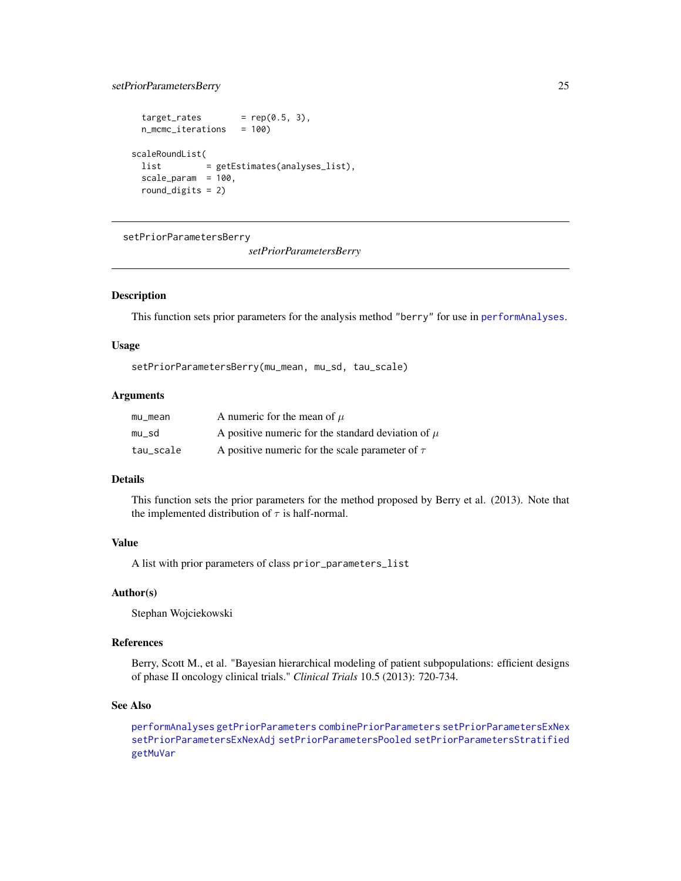```
  target_rates       = rep(0.5, 3),
  n_mcmc_iterations  = 100)

scaleRoundList(
  list         = getEstimates(analyses_list),
  scale_param  = 100,
  round_digits = 2)
```

---

setPriorParametersBerry &nbsp;&nbsp;&nbsp;&nbsp; *setPriorParametersBerry*

---

## Description

This function sets prior parameters for the analysis method "berry" for use in `performAnalyses`.

## Usage

```
setPriorParametersBerry(mu_mean, mu_sd, tau_scale)
```

## Arguments

| | |
|---|---|
| `mu_mean` | A numeric for the mean of $\mu$ |
| `mu_sd` | A positive numeric for the standard deviation of $\mu$ |
| `tau_scale` | A positive numeric for the scale parameter of $\tau$ |

## Details

This function sets the prior parameters for the method proposed by Berry et al. (2013). Note that the implemented distribution of $\tau$ is half-normal.

## Value

A list with prior parameters of class `prior_parameters_list`

## Author(s)

Stephan Wojciekowski

## References

Berry, Scott M., et al. "Bayesian hierarchical modeling of patient subpopulations: efficient designs of phase II oncology clinical trials." *Clinical Trials* 10.5 (2013): 720-734.

## See Also

`performAnalyses` `getPriorParameters` `combinePriorParameters` `setPriorParametersExNex` `setPriorParametersExNexAdj` `setPriorParametersPooled` `setPriorParametersStratified` `getMuVar`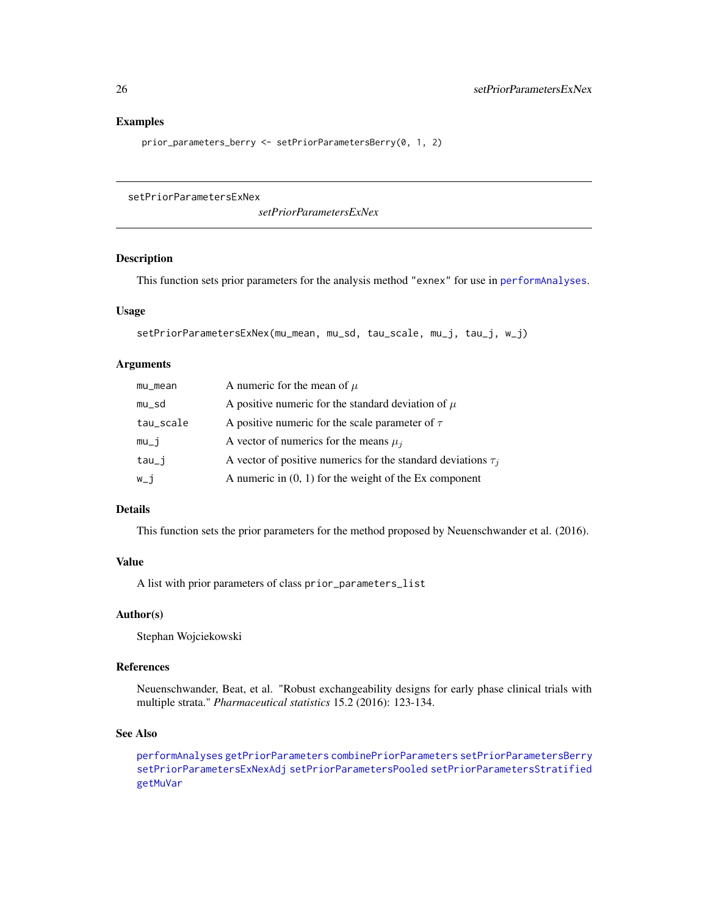## Examples

```
prior_parameters_berry <- setPriorParametersBerry(0, 1, 2)
```

---

# setPriorParametersExNex

*setPriorParametersExNex*

## Description

This function sets prior parameters for the analysis method "exnex" for use in performAnalyses.

## Usage

```
setPriorParametersExNex(mu_mean, mu_sd, tau_scale, mu_j, tau_j, w_j)
```

## Arguments

| | |
|---|---|
| mu_mean | A numeric for the mean of $\mu$ |
| mu_sd | A positive numeric for the standard deviation of $\mu$ |
| tau_scale | A positive numeric for the scale parameter of $\tau$ |
| mu_j | A vector of numerics for the means $\mu_j$ |
| tau_j | A vector of positive numerics for the standard deviations $\tau_j$ |
| w_j | A numeric in (0, 1) for the weight of the Ex component |

## Details

This function sets the prior parameters for the method proposed by Neuenschwander et al. (2016).

## Value

A list with prior parameters of class prior_parameters_list

## Author(s)

Stephan Wojciekowski

## References

Neuenschwander, Beat, et al. "Robust exchangeability designs for early phase clinical trials with multiple strata." *Pharmaceutical statistics* 15.2 (2016): 123-134.

## See Also

performAnalyses getPriorParameters combinePriorParameters setPriorParametersBerry setPriorParametersExNexAdj setPriorParametersPooled setPriorParametersStratified getMuVar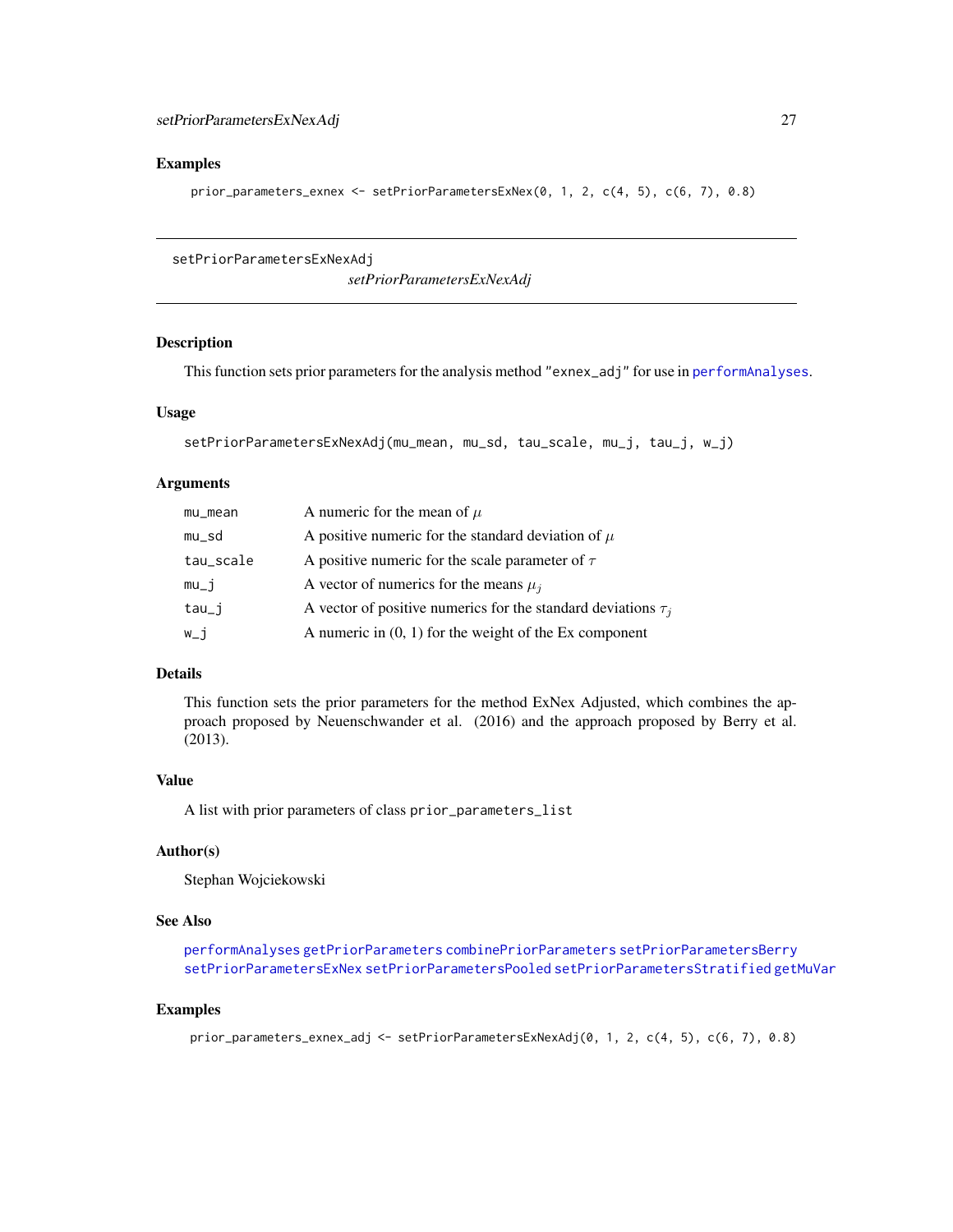## Examples

```
prior_parameters_exnex <- setPriorParametersExNex(0, 1, 2, c(4, 5), c(6, 7), 0.8)
```

---

setPriorParametersExNexAdj

*setPriorParametersExNexAdj*

---

## Description

This function sets prior parameters for the analysis method "exnex_adj" for use in performAnalyses.

## Usage

```
setPriorParametersExNexAdj(mu_mean, mu_sd, tau_scale, mu_j, tau_j, w_j)
```

## Arguments

| | |
|---|---|
| mu_mean | A numeric for the mean of $\mu$ |
| mu_sd | A positive numeric for the standard deviation of $\mu$ |
| tau_scale | A positive numeric for the scale parameter of $\tau$ |
| mu_j | A vector of numerics for the means $\mu_j$ |
| tau_j | A vector of positive numerics for the standard deviations $\tau_j$ |
| w_j | A numeric in (0, 1) for the weight of the Ex component |

## Details

This function sets the prior parameters for the method ExNex Adjusted, which combines the approach proposed by Neuenschwander et al. (2016) and the approach proposed by Berry et al. (2013).

## Value

A list with prior parameters of class prior_parameters_list

## Author(s)

Stephan Wojciekowski

## See Also

performAnalyses getPriorParameters combinePriorParameters setPriorParametersBerry setPriorParametersExNex setPriorParametersPooled setPriorParametersStratified getMuVar

## Examples

```
prior_parameters_exnex_adj <- setPriorParametersExNexAdj(0, 1, 2, c(4, 5), c(6, 7), 0.8)
```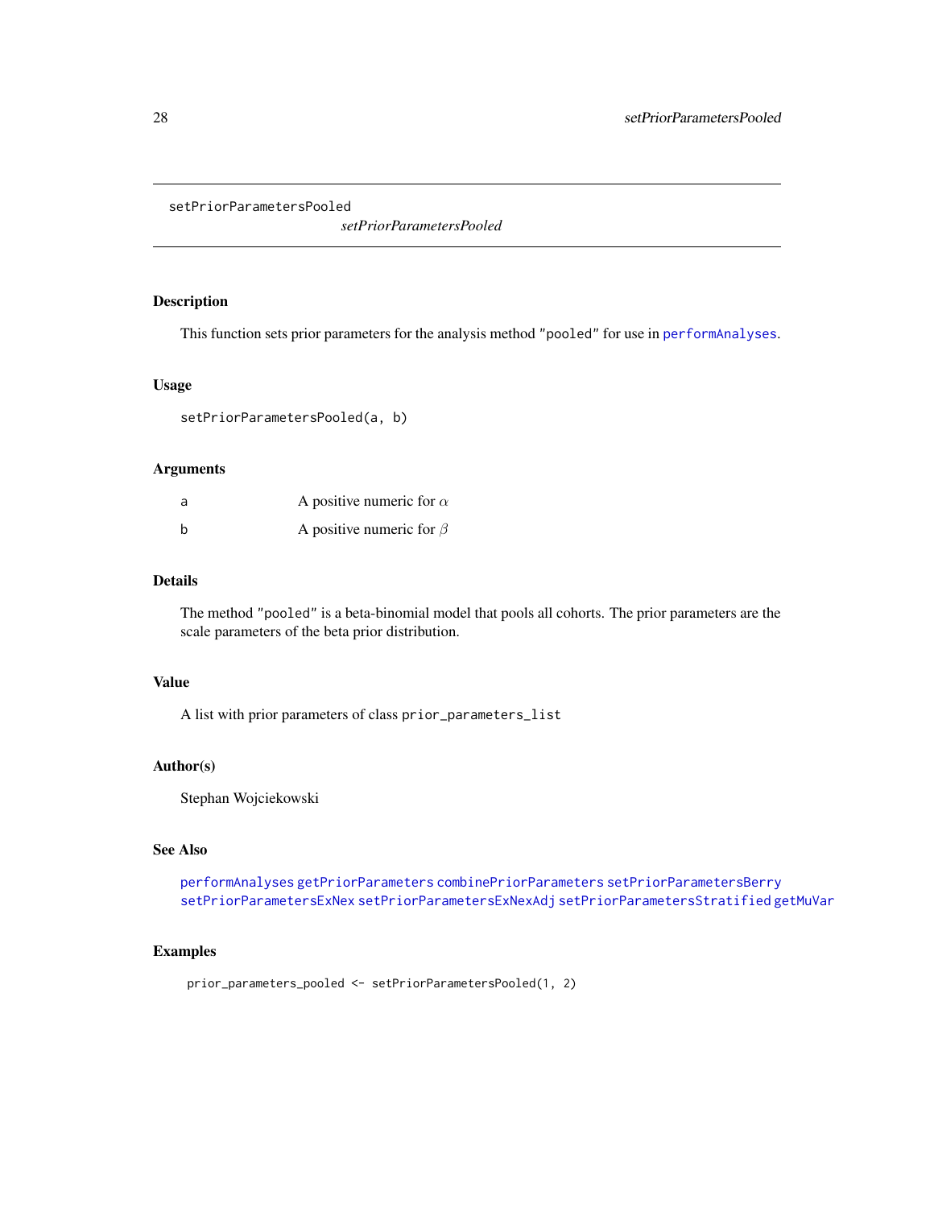# setPriorParametersPooled

*setPriorParametersPooled*

## Description

This function sets prior parameters for the analysis method "pooled" for use in `performAnalyses`.

## Usage

```
setPriorParametersPooled(a, b)
```

## Arguments

| | |
|---|---|
| a | A positive numeric for $\alpha$ |
| b | A positive numeric for $\beta$ |

## Details

The method "pooled" is a beta-binomial model that pools all cohorts. The prior parameters are the scale parameters of the beta prior distribution.

## Value

A list with prior parameters of class `prior_parameters_list`

## Author(s)

Stephan Wojciekowski

## See Also

`performAnalyses` `getPriorParameters` `combinePriorParameters` `setPriorParametersBerry` `setPriorParametersExNex` `setPriorParametersExNexAdj` `setPriorParametersStratified` `getMuVar`

## Examples

```
prior_parameters_pooled <- setPriorParametersPooled(1, 2)
```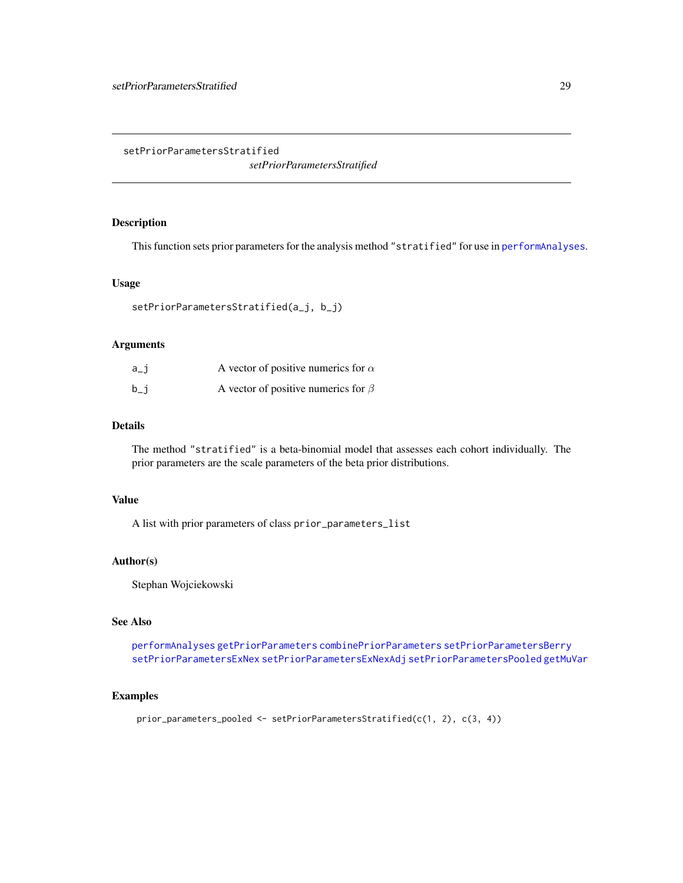setPriorParametersStratified

*setPriorParametersStratified*

## Description

This function sets prior parameters for the analysis method `"stratified"` for use in `performAnalyses`.

## Usage

```
setPriorParametersStratified(a_j, b_j)
```

## Arguments

| | |
|---|---|
| `a_j` | A vector of positive numerics for $\alpha$ |
| `b_j` | A vector of positive numerics for $\beta$ |

## Details

The method `"stratified"` is a beta-binomial model that assesses each cohort individually. The prior parameters are the scale parameters of the beta prior distributions.

## Value

A list with prior parameters of class `prior_parameters_list`

## Author(s)

Stephan Wojciekowski

## See Also

`performAnalyses` `getPriorParameters` `combinePriorParameters` `setPriorParametersBerry` `setPriorParametersExNex` `setPriorParametersExNexAdj` `setPriorParametersPooled` `getMuVar`

## Examples

```
prior_parameters_pooled <- setPriorParametersStratified(c(1, 2), c(3, 4))
```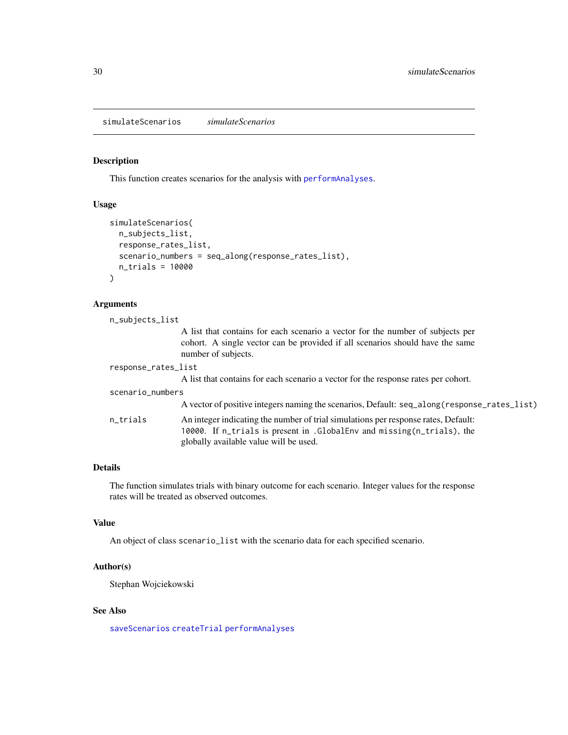# simulateScenarios *simulateScenarios*

## Description

This function creates scenarios for the analysis with `performAnalyses`.

## Usage

```
simulateScenarios(
  n_subjects_list,
  response_rates_list,
  scenario_numbers = seq_along(response_rates_list),
  n_trials = 10000
)
```

## Arguments

`n_subjects_list`
: A list that contains for each scenario a vector for the number of subjects per cohort. A single vector can be provided if all scenarios should have the same number of subjects.

`response_rates_list`
: A list that contains for each scenario a vector for the response rates per cohort.

`scenario_numbers`
: A vector of positive integers naming the scenarios, Default: `seq_along(response_rates_list)`

`n_trials`
: An integer indicating the number of trial simulations per response rates, Default: `10000`. If `n_trials` is present in `.GlobalEnv` and `missing(n_trials)`, the globally available value will be used.

## Details

The function simulates trials with binary outcome for each scenario. Integer values for the response rates will be treated as observed outcomes.

## Value

An object of class `scenario_list` with the scenario data for each specified scenario.

## Author(s)

Stephan Wojciekowski

## See Also

`saveScenarios` `createTrial` `performAnalyses`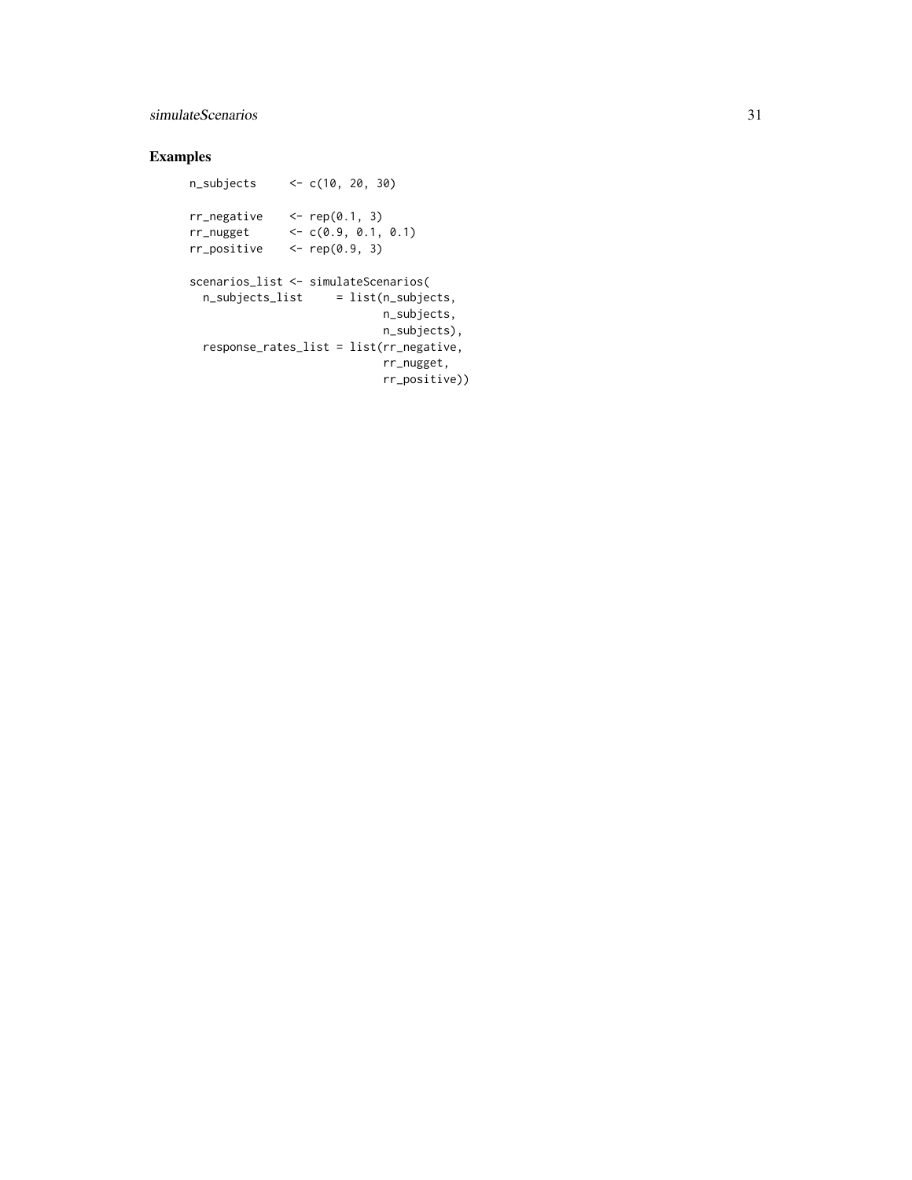## Examples

```
n_subjects     <- c(10, 20, 30)

rr_negative    <- rep(0.1, 3)
rr_nugget      <- c(0.9, 0.1, 0.1)
rr_positive    <- rep(0.9, 3)

scenarios_list <- simulateScenarios(
  n_subjects_list     = list(n_subjects,
                             n_subjects,
                             n_subjects),
  response_rates_list = list(rr_negative,
                             rr_nugget,
                             rr_positive))
```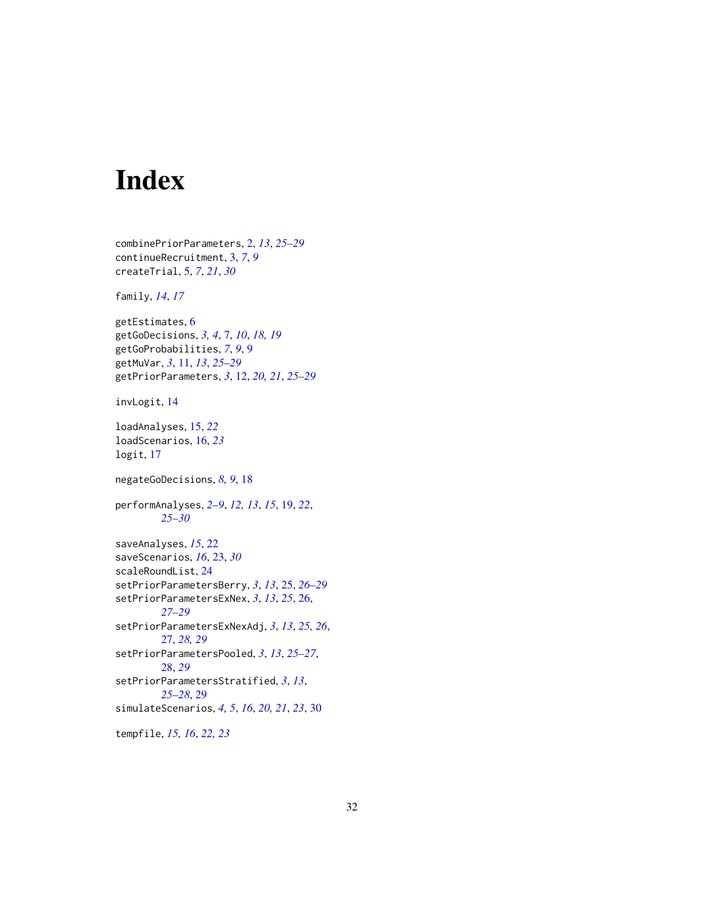# Index

combinePriorParameters, 2, *13*, *25–29*
continueRecruitment, 3, *7*, *9*
createTrial, 5, *7*, *21*, *30*

family, *14*, *17*

getEstimates, 6
getGoDecisions, *3, 4*, 7, *10*, *18, 19*
getGoProbabilities, *7*, *9*, 9
getMuVar, *3*, 11, *13*, *25–29*
getPriorParameters, *3*, 12, *20, 21*, *25–29*

invLogit, 14

loadAnalyses, 15, *22*
loadScenarios, 16, *23*
logit, 17

negateGoDecisions, *8, 9*, 18

performAnalyses, *2–9*, *12, 13*, *15*, 19, *22*, *25–30*

saveAnalyses, *15*, 22
saveScenarios, *16*, 23, *30*
scaleRoundList, 24
setPriorParametersBerry, *3*, *13*, 25, *26–29*
setPriorParametersExNex, *3*, *13*, *25*, 26, *27–29*
setPriorParametersExNexAdj, *3*, *13*, *25, 26*, 27, *28, 29*
setPriorParametersPooled, *3*, *13*, *25–27*, 28, *29*
setPriorParametersStratified, *3*, *13*, *25–28*, 29
simulateScenarios, *4, 5*, *16*, *20, 21*, *23*, 30

tempfile, *15, 16*, *22, 23*